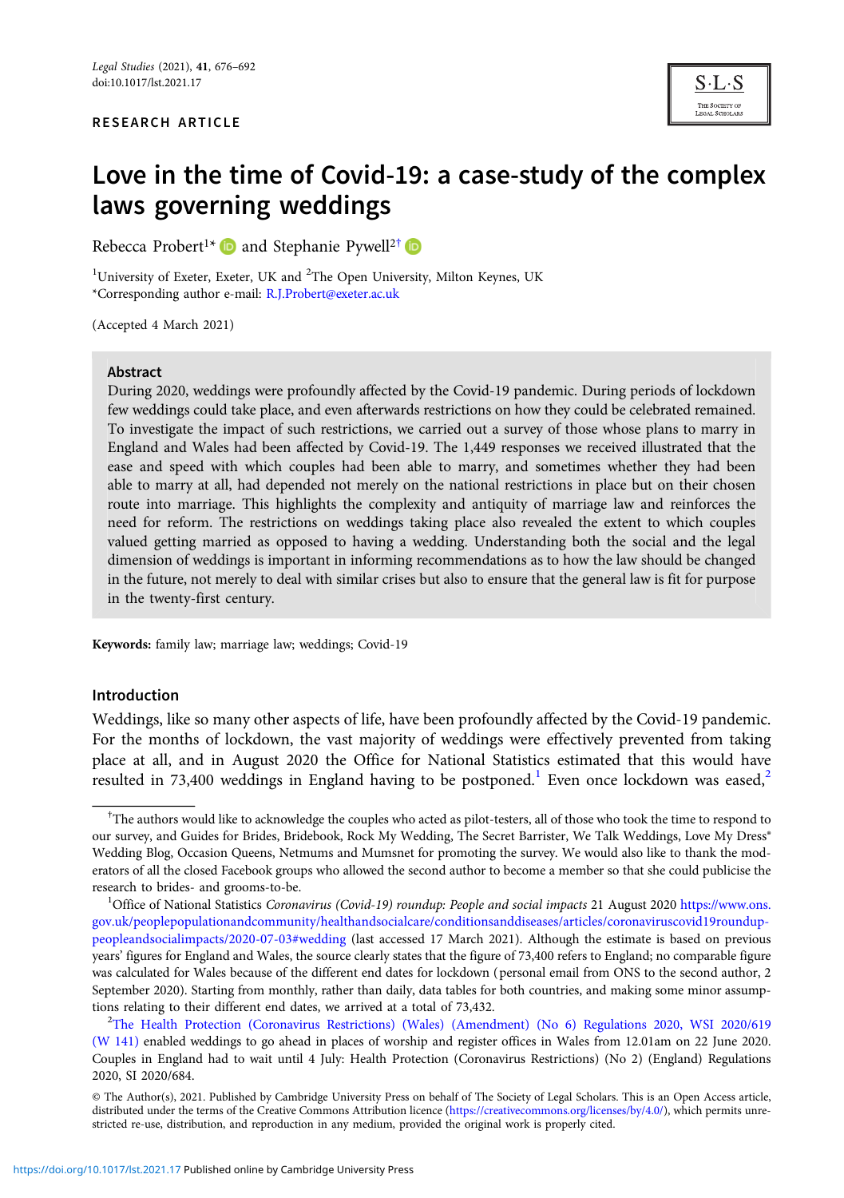RESEARCH ARTICLE

# Love in the time of Covid-19: a case-study of the complex laws governing weddings

Rebecca Probert[1]* and Stephanie Pywell[2]†

[1]University of Exeter, Exeter, UK and [2]The Open University, Milton Keynes, UK
*Corresponding author e-mail: R.J.Probert@exeter.ac.uk

(Accepted 4 March 2021)

## Abstract

During 2020, weddings were profoundly affected by the Covid-19 pandemic. During periods of lockdown few weddings could take place, and even afterwards restrictions on how they could be celebrated remained. To investigate the impact of such restrictions, we carried out a survey of those whose plans to marry in England and Wales had been affected by Covid-19. The 1,449 responses we received illustrated that the ease and speed with which couples had been able to marry, and sometimes whether they had been able to marry at all, had depended not merely on the national restrictions in place but on their chosen route into marriage. This highlights the complexity and antiquity of marriage law and reinforces the need for reform. The restrictions on weddings taking place also revealed the extent to which couples valued getting married as opposed to having a wedding. Understanding both the social and the legal dimension of weddings is important in informing recommendations as to how the law should be changed in the future, not merely to deal with similar crises but also to ensure that the general law is fit for purpose in the twenty-first century.

**Keywords:** family law; marriage law; weddings; Covid-19

## Introduction

Weddings, like so many other aspects of life, have been profoundly affected by the Covid-19 pandemic. For the months of lockdown, the vast majority of weddings were effectively prevented from taking place at all, and in August 2020 the Office for National Statistics estimated that this would have resulted in 73,400 weddings in England having to be postponed.[1] Even once lockdown was eased,[2]

†The authors would like to acknowledge the couples who acted as pilot-testers, all of those who took the time to respond to our survey, and Guides for Brides, Bridebook, Rock My Wedding, The Secret Barrister, We Talk Weddings, Love My Dress® Wedding Blog, Occasion Queens, Netmums and Mumsnet for promoting the survey. We would also like to thank the moderators of all the closed Facebook groups who allowed the second author to become a member so that she could publicise the research to brides- and grooms-to-be.

[1]Office of National Statistics *Coronavirus (Covid-19) roundup: People and social impacts* 21 August 2020 https://www.ons.gov.uk/peoplepopulationandcommunity/healthandsocialcare/conditionsanddiseases/articles/coronaviruscovid19roundup-peopleandsocialimpacts/2020-07-03#wedding (last accessed 17 March 2021). Although the estimate is based on previous years' figures for England and Wales, the source clearly states that the figure of 73,400 refers to England; no comparable figure was calculated for Wales because of the different end dates for lockdown (personal email from ONS to the second author, 2 September 2020). Starting from monthly, rather than daily, data tables for both countries, and making some minor assumptions relating to their different end dates, we arrived at a total of 73,432.

[2]The Health Protection (Coronavirus Restrictions) (Wales) (Amendment) (No 6) Regulations 2020, WSI 2020/619 (W 141) enabled weddings to go ahead in places of worship and register offices in Wales from 12.01am on 22 June 2020. Couples in England had to wait until 4 July: Health Protection (Coronavirus Restrictions) (No 2) (England) Regulations 2020, SI 2020/684.

© The Author(s), 2021. Published by Cambridge University Press on behalf of The Society of Legal Scholars. This is an Open Access article, distributed under the terms of the Creative Commons Attribution licence (https://creativecommons.org/licenses/by/4.0/), which permits unrestricted re-use, distribution, and reproduction in any medium, provided the original work is properly cited.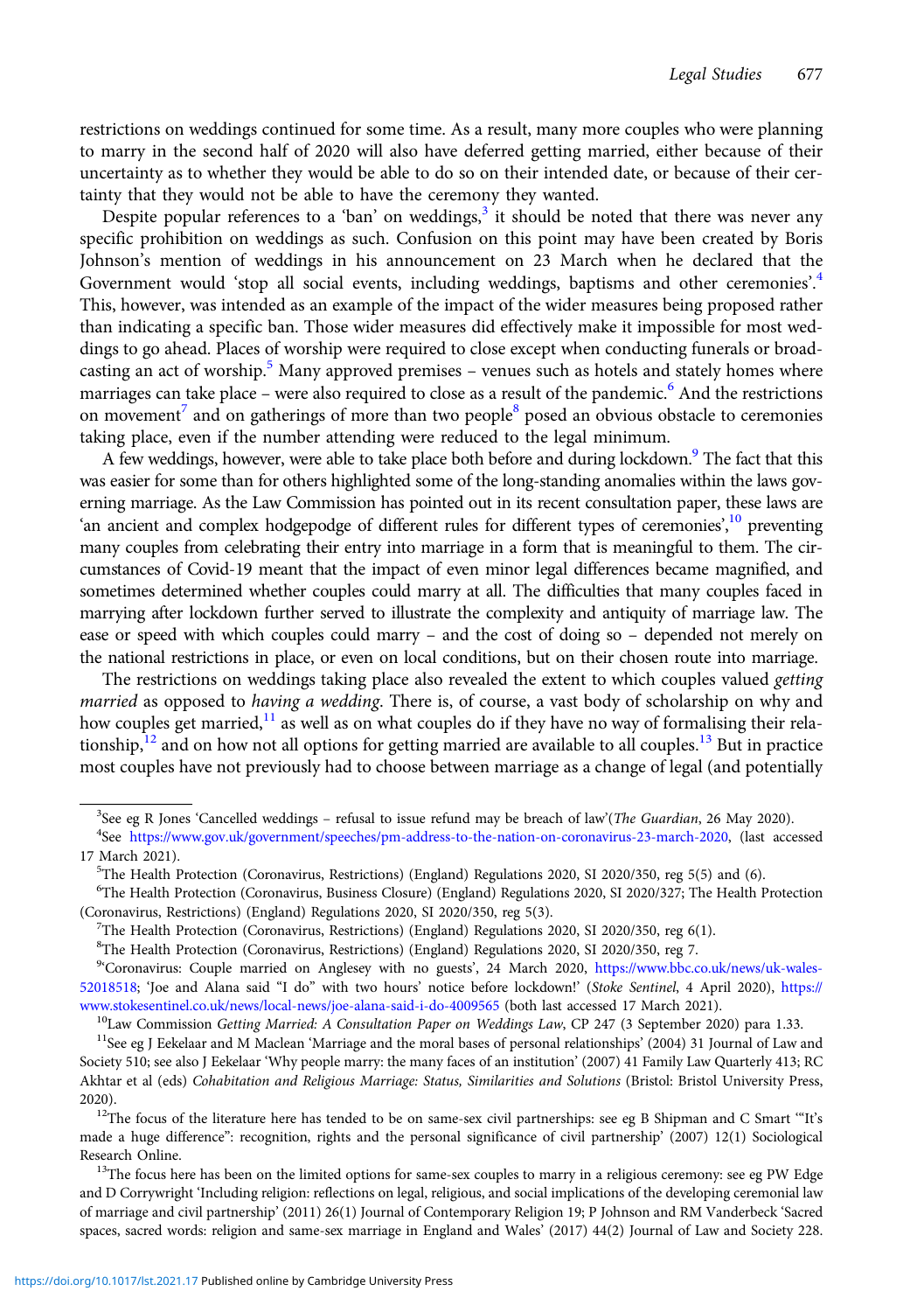restrictions on weddings continued for some time. As a result, many more couples who were planning to marry in the second half of 2020 will also have deferred getting married, either because of their uncertainty as to whether they would be able to do so on their intended date, or because of their certainty that they would not be able to have the ceremony they wanted.

Despite popular references to a 'ban' on weddings,[3] it should be noted that there was never any specific prohibition on weddings as such. Confusion on this point may have been created by Boris Johnson's mention of weddings in his announcement on 23 March when he declared that the Government would 'stop all social events, including weddings, baptisms and other ceremonies'.[4] This, however, was intended as an example of the impact of the wider measures being proposed rather than indicating a specific ban. Those wider measures did effectively make it impossible for most weddings to go ahead. Places of worship were required to close except when conducting funerals or broadcasting an act of worship.[5] Many approved premises – venues such as hotels and stately homes where marriages can take place – were also required to close as a result of the pandemic.[6] And the restrictions on movement[7] and on gatherings of more than two people[8] posed an obvious obstacle to ceremonies taking place, even if the number attending were reduced to the legal minimum.

A few weddings, however, were able to take place both before and during lockdown.[9] The fact that this was easier for some than for others highlighted some of the long-standing anomalies within the laws governing marriage. As the Law Commission has pointed out in its recent consultation paper, these laws are 'an ancient and complex hodgepodge of different rules for different types of ceremonies',[10] preventing many couples from celebrating their entry into marriage in a form that is meaningful to them. The circumstances of Covid-19 meant that the impact of even minor legal differences became magnified, and sometimes determined whether couples could marry at all. The difficulties that many couples faced in marrying after lockdown further served to illustrate the complexity and antiquity of marriage law. The ease or speed with which couples could marry – and the cost of doing so – depended not merely on the national restrictions in place, or even on local conditions, but on their chosen route into marriage.

The restrictions on weddings taking place also revealed the extent to which couples valued *getting married* as opposed to *having a wedding*. There is, of course, a vast body of scholarship on why and how couples get married,[11] as well as on what couples do if they have no way of formalising their relationship,[12] and on how not all options for getting married are available to all couples.[13] But in practice most couples have not previously had to choose between marriage as a change of legal (and potentially

---

[3] See eg R Jones 'Cancelled weddings – refusal to issue refund may be breach of law'(*The Guardian*, 26 May 2020).

[4] See https://www.gov.uk/government/speeches/pm-address-to-the-nation-on-coronavirus-23-march-2020, (last accessed 17 March 2021).

[5] The Health Protection (Coronavirus, Restrictions) (England) Regulations 2020, SI 2020/350, reg 5(5) and (6).

[6] The Health Protection (Coronavirus, Business Closure) (England) Regulations 2020, SI 2020/327; The Health Protection (Coronavirus, Restrictions) (England) Regulations 2020, SI 2020/350, reg 5(3).

[7] The Health Protection (Coronavirus, Restrictions) (England) Regulations 2020, SI 2020/350, reg 6(1).

[8] The Health Protection (Coronavirus, Restrictions) (England) Regulations 2020, SI 2020/350, reg 7.

[9] 'Coronavirus: Couple married on Anglesey with no guests', 24 March 2020, https://www.bbc.co.uk/news/uk-wales-52018518; 'Joe and Alana said "I do" with two hours' notice before lockdown!' (*Stoke Sentinel*, 4 April 2020), https://www.stokesentinel.co.uk/news/local-news/joe-alana-said-i-do-4009565 (both last accessed 17 March 2021).

[10] Law Commission *Getting Married: A Consultation Paper on Weddings Law*, CP 247 (3 September 2020) para 1.33.

[11] See eg J Eekelaar and M Maclean 'Marriage and the moral bases of personal relationships' (2004) 31 Journal of Law and Society 510; see also J Eekelaar 'Why people marry: the many faces of an institution' (2007) 41 Family Law Quarterly 413; RC Akhtar et al (eds) *Cohabitation and Religious Marriage: Status, Similarities and Solutions* (Bristol: Bristol University Press, 2020).

[12] The focus of the literature here has tended to be on same-sex civil partnerships: see eg B Shipman and C Smart '"It's made a huge difference": recognition, rights and the personal significance of civil partnership' (2007) 12(1) Sociological Research Online.

[13] The focus here has been on the limited options for same-sex couples to marry in a religious ceremony: see eg PW Edge and D Corrywright 'Including religion: reflections on legal, religious, and social implications of the developing ceremonial law of marriage and civil partnership' (2011) 26(1) Journal of Contemporary Religion 19; P Johnson and RM Vanderbeck 'Sacred spaces, sacred words: religion and same-sex marriage in England and Wales' (2017) 44(2) Journal of Law and Society 228.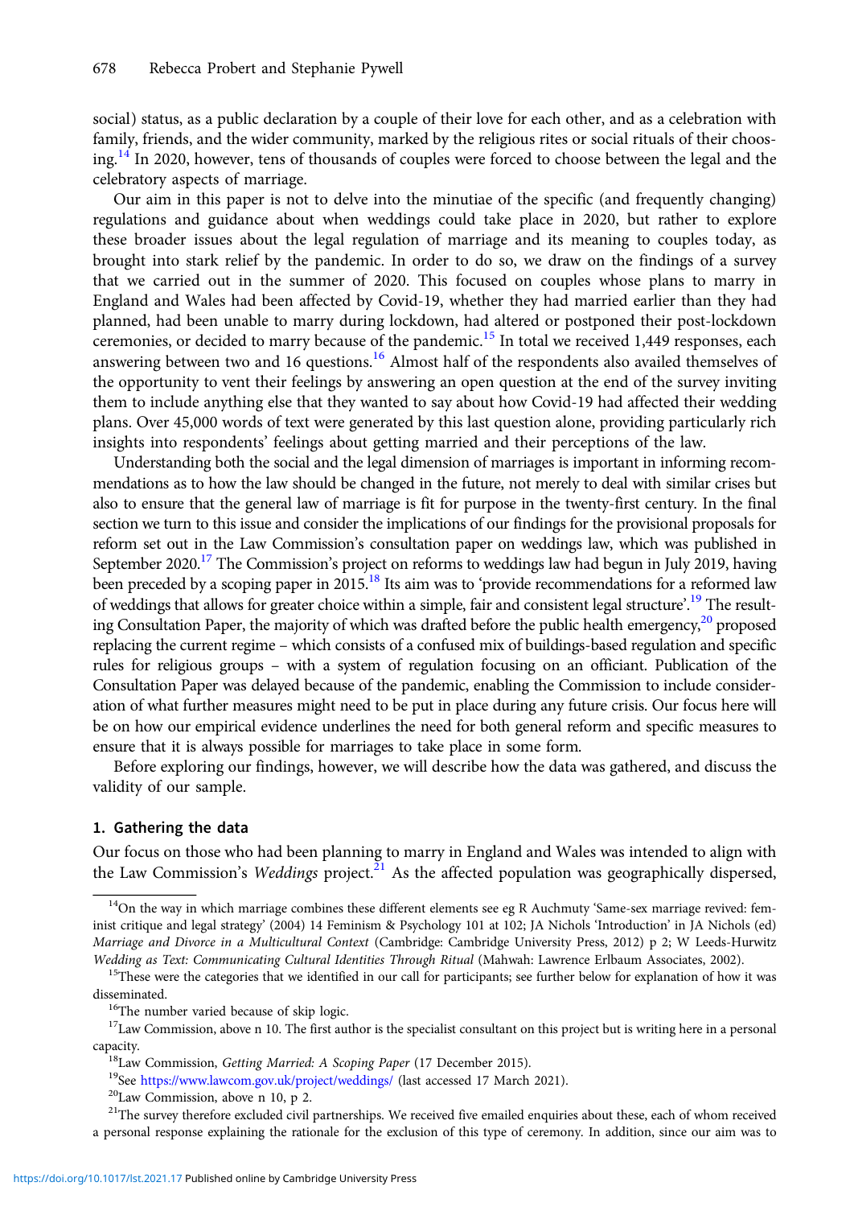social) status, as a public declaration by a couple of their love for each other, and as a celebration with family, friends, and the wider community, marked by the religious rites or social rituals of their choosing.[14] In 2020, however, tens of thousands of couples were forced to choose between the legal and the celebratory aspects of marriage.

Our aim in this paper is not to delve into the minutiae of the specific (and frequently changing) regulations and guidance about when weddings could take place in 2020, but rather to explore these broader issues about the legal regulation of marriage and its meaning to couples today, as brought into stark relief by the pandemic. In order to do so, we draw on the findings of a survey that we carried out in the summer of 2020. This focused on couples whose plans to marry in England and Wales had been affected by Covid-19, whether they had married earlier than they had planned, had been unable to marry during lockdown, had altered or postponed their post-lockdown ceremonies, or decided to marry because of the pandemic.[15] In total we received 1,449 responses, each answering between two and 16 questions.[16] Almost half of the respondents also availed themselves of the opportunity to vent their feelings by answering an open question at the end of the survey inviting them to include anything else that they wanted to say about how Covid-19 had affected their wedding plans. Over 45,000 words of text were generated by this last question alone, providing particularly rich insights into respondents' feelings about getting married and their perceptions of the law.

Understanding both the social and the legal dimension of marriages is important in informing recommendations as to how the law should be changed in the future, not merely to deal with similar crises but also to ensure that the general law of marriage is fit for purpose in the twenty-first century. In the final section we turn to this issue and consider the implications of our findings for the provisional proposals for reform set out in the Law Commission's consultation paper on weddings law, which was published in September 2020.[17] The Commission's project on reforms to weddings law had begun in July 2019, having been preceded by a scoping paper in 2015.[18] Its aim was to 'provide recommendations for a reformed law of weddings that allows for greater choice within a simple, fair and consistent legal structure'.[19] The resulting Consultation Paper, the majority of which was drafted before the public health emergency,[20] proposed replacing the current regime – which consists of a confused mix of buildings-based regulation and specific rules for religious groups – with a system of regulation focusing on an officiant. Publication of the Consultation Paper was delayed because of the pandemic, enabling the Commission to include consideration of what further measures might need to be put in place during any future crisis. Our focus here will be on how our empirical evidence underlines the need for both general reform and specific measures to ensure that it is always possible for marriages to take place in some form.

Before exploring our findings, however, we will describe how the data was gathered, and discuss the validity of our sample.

## 1. Gathering the data

Our focus on those who had been planning to marry in England and Wales was intended to align with the Law Commission's *Weddings* project.[21] As the affected population was geographically dispersed,

---

[14] On the way in which marriage combines these different elements see eg R Auchmuty 'Same-sex marriage revived: feminist critique and legal strategy' (2004) 14 Feminism & Psychology 101 at 102; JA Nichols 'Introduction' in JA Nichols (ed) *Marriage and Divorce in a Multicultural Context* (Cambridge: Cambridge University Press, 2012) p 2; W Leeds-Hurwitz *Wedding as Text: Communicating Cultural Identities Through Ritual* (Mahwah: Lawrence Erlbaum Associates, 2002).

[15] These were the categories that we identified in our call for participants; see further below for explanation of how it was disseminated.

[16] The number varied because of skip logic.

[17] Law Commission, above n 10. The first author is the specialist consultant on this project but is writing here in a personal capacity.

[18] Law Commission, *Getting Married: A Scoping Paper* (17 December 2015).

[19] See https://www.lawcom.gov.uk/project/weddings/ (last accessed 17 March 2021).

[20] Law Commission, above n 10, p 2.

[21] The survey therefore excluded civil partnerships. We received five emailed enquiries about these, each of whom received a personal response explaining the rationale for the exclusion of this type of ceremony. In addition, since our aim was to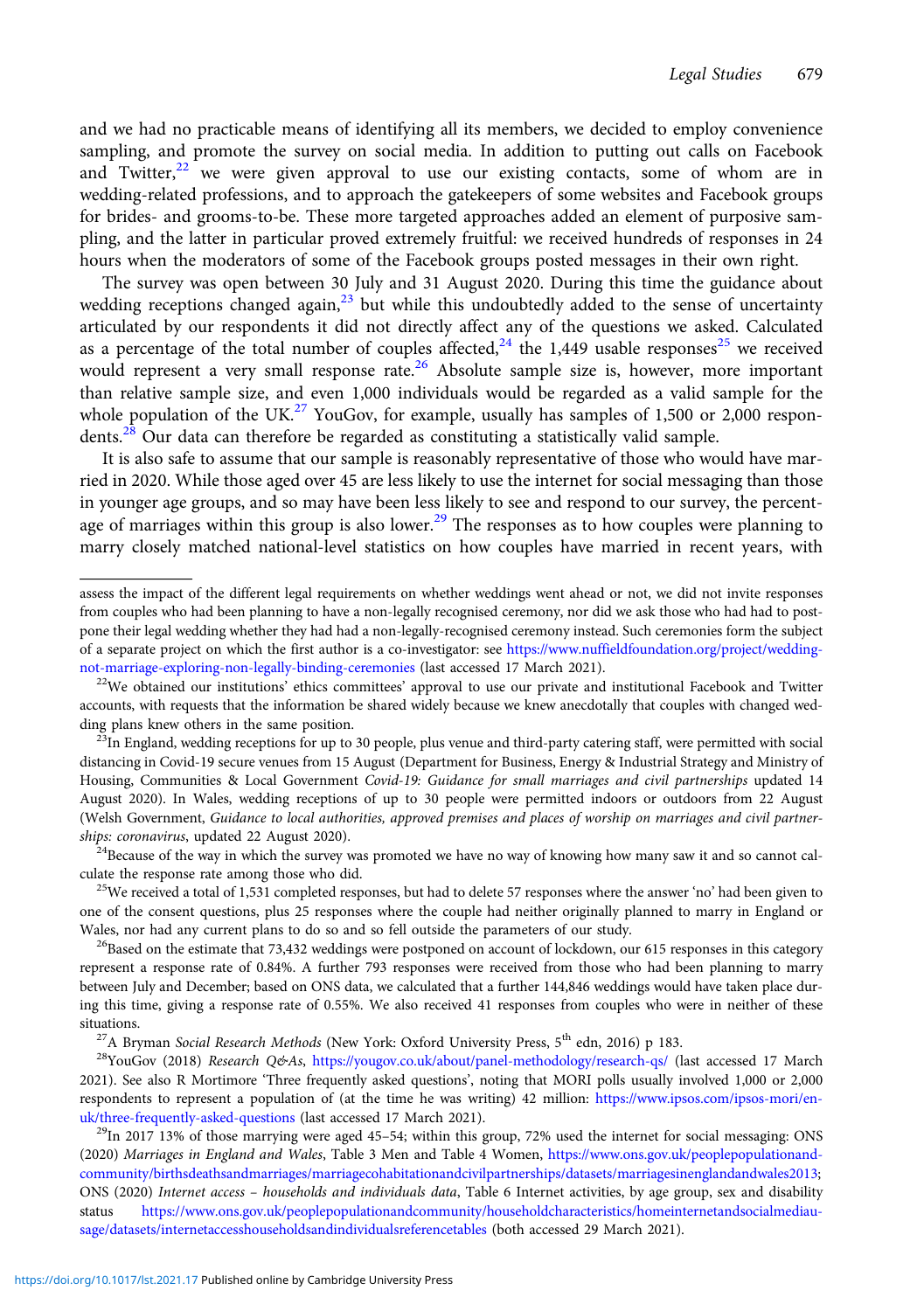and we had no practicable means of identifying all its members, we decided to employ convenience sampling, and promote the survey on social media. In addition to putting out calls on Facebook and Twitter,[22] we were given approval to use our existing contacts, some of whom are in wedding-related professions, and to approach the gatekeepers of some websites and Facebook groups for brides- and grooms-to-be. These more targeted approaches added an element of purposive sampling, and the latter in particular proved extremely fruitful: we received hundreds of responses in 24 hours when the moderators of some of the Facebook groups posted messages in their own right.

The survey was open between 30 July and 31 August 2020. During this time the guidance about wedding receptions changed again,[23] but while this undoubtedly added to the sense of uncertainty articulated by our respondents it did not directly affect any of the questions we asked. Calculated as a percentage of the total number of couples affected,[24] the 1,449 usable responses[25] we received would represent a very small response rate.[26] Absolute sample size is, however, more important than relative sample size, and even 1,000 individuals would be regarded as a valid sample for the whole population of the UK.[27] YouGov, for example, usually has samples of 1,500 or 2,000 respondents.[28] Our data can therefore be regarded as constituting a statistically valid sample.

It is also safe to assume that our sample is reasonably representative of those who would have married in 2020. While those aged over 45 are less likely to use the internet for social messaging than those in younger age groups, and so may have been less likely to see and respond to our survey, the percentage of marriages within this group is also lower.[29] The responses as to how couples were planning to marry closely matched national-level statistics on how couples have married in recent years, with

---

assess the impact of the different legal requirements on whether weddings went ahead or not, we did not invite responses from couples who had been planning to have a non-legally recognised ceremony, nor did we ask those who had had to postpone their legal wedding whether they had had a non-legally-recognised ceremony instead. Such ceremonies form the subject of a separate project on which the first author is a co-investigator: see https://www.nuffieldfoundation.org/project/wedding-not-marriage-exploring-non-legally-binding-ceremonies (last accessed 17 March 2021).

[22]We obtained our institutions' ethics committees' approval to use our private and institutional Facebook and Twitter accounts, with requests that the information be shared widely because we knew anecdotally that couples with changed wedding plans knew others in the same position.

[23]In England, wedding receptions for up to 30 people, plus venue and third-party catering staff, were permitted with social distancing in Covid-19 secure venues from 15 August (Department for Business, Energy & Industrial Strategy and Ministry of Housing, Communities & Local Government *Covid-19: Guidance for small marriages and civil partnerships* updated 14 August 2020). In Wales, wedding receptions of up to 30 people were permitted indoors or outdoors from 22 August (Welsh Government, *Guidance to local authorities, approved premises and places of worship on marriages and civil partnerships: coronavirus*, updated 22 August 2020).

[24]Because of the way in which the survey was promoted we have no way of knowing how many saw it and so cannot calculate the response rate among those who did.

[25]We received a total of 1,531 completed responses, but had to delete 57 responses where the answer 'no' had been given to one of the consent questions, plus 25 responses where the couple had neither originally planned to marry in England or Wales, nor had any current plans to do so and so fell outside the parameters of our study.

[26]Based on the estimate that 73,432 weddings were postponed on account of lockdown, our 615 responses in this category represent a response rate of 0.84%. A further 793 responses were received from those who had been planning to marry between July and December; based on ONS data, we calculated that a further 144,846 weddings would have taken place during this time, giving a response rate of 0.55%. We also received 41 responses from couples who were in neither of these situations.

[27]A Bryman *Social Research Methods* (New York: Oxford University Press, 5th edn, 2016) p 183.

[28]YouGov (2018) *Research Q&As*, https://yougov.co.uk/about/panel-methodology/research-qs/ (last accessed 17 March 2021). See also R Mortimore 'Three frequently asked questions', noting that MORI polls usually involved 1,000 or 2,000 respondents to represent a population of (at the time he was writing) 42 million: https://www.ipsos.com/ipsos-mori/en-uk/three-frequently-asked-questions (last accessed 17 March 2021).

[29]In 2017 13% of those marrying were aged 45–54; within this group, 72% used the internet for social messaging: ONS (2020) *Marriages in England and Wales*, Table 3 Men and Table 4 Women, https://www.ons.gov.uk/peoplepopulationandcommunity/birthsdeathsandmarriages/marriagecohabitationandcivilpartnerships/datasets/marriagesinenglandandwales2013; ONS (2020) *Internet access – households and individuals data*, Table 6 Internet activities, by age group, sex and disability status https://www.ons.gov.uk/peoplepopulationandcommunity/householdcharacteristics/homeinternetandsocialmediausage/datasets/internetaccesshouseholdsandindividualsreferencetables (both accessed 29 March 2021).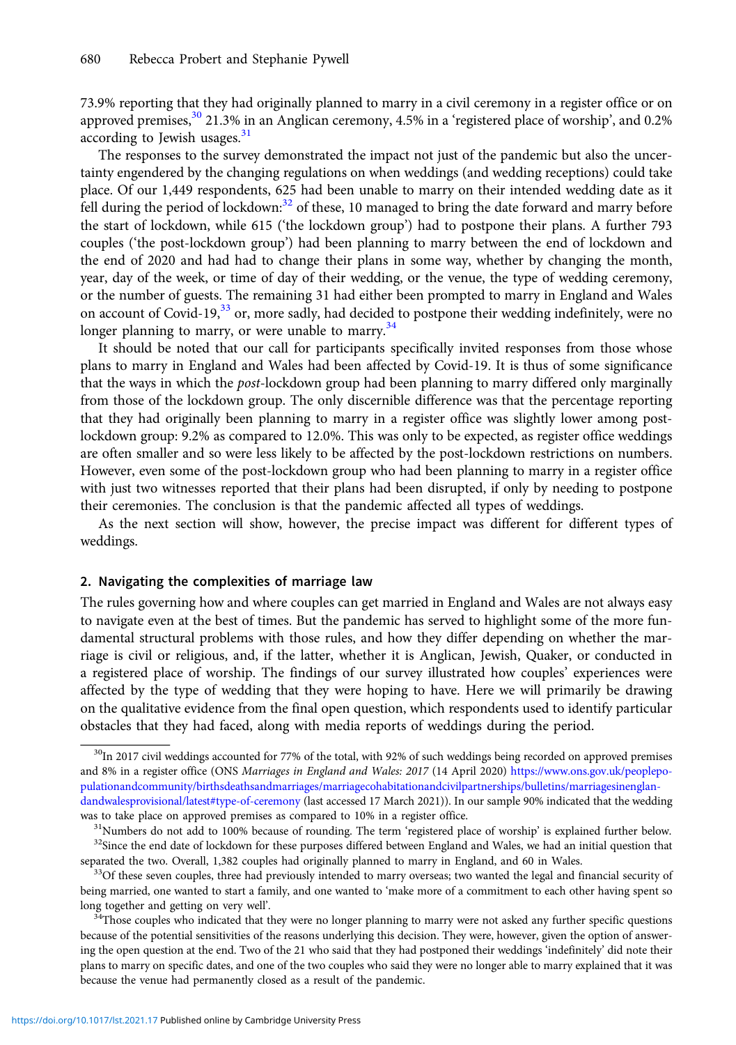73.9% reporting that they had originally planned to marry in a civil ceremony in a register office or on approved premises,[30] 21.3% in an Anglican ceremony, 4.5% in a 'registered place of worship', and 0.2% according to Jewish usages.[31]

The responses to the survey demonstrated the impact not just of the pandemic but also the uncertainty engendered by the changing regulations on when weddings (and wedding receptions) could take place. Of our 1,449 respondents, 625 had been unable to marry on their intended wedding date as it fell during the period of lockdown:[32] of these, 10 managed to bring the date forward and marry before the start of lockdown, while 615 ('the lockdown group') had to postpone their plans. A further 793 couples ('the post-lockdown group') had been planning to marry between the end of lockdown and the end of 2020 and had had to change their plans in some way, whether by changing the month, year, day of the week, or time of day of their wedding, or the venue, the type of wedding ceremony, or the number of guests. The remaining 31 had either been prompted to marry in England and Wales on account of Covid-19,[33] or, more sadly, had decided to postpone their wedding indefinitely, were no longer planning to marry, or were unable to marry.[34]

It should be noted that our call for participants specifically invited responses from those whose plans to marry in England and Wales had been affected by Covid-19. It is thus of some significance that the ways in which the *post*-lockdown group had been planning to marry differed only marginally from those of the lockdown group. The only discernible difference was that the percentage reporting that they had originally been planning to marry in a register office was slightly lower among post-lockdown group: 9.2% as compared to 12.0%. This was only to be expected, as register office weddings are often smaller and so were less likely to be affected by the post-lockdown restrictions on numbers. However, even some of the post-lockdown group who had been planning to marry in a register office with just two witnesses reported that their plans had been disrupted, if only by needing to postpone their ceremonies. The conclusion is that the pandemic affected all types of weddings.

As the next section will show, however, the precise impact was different for different types of weddings.

## 2. Navigating the complexities of marriage law

The rules governing how and where couples can get married in England and Wales are not always easy to navigate even at the best of times. But the pandemic has served to highlight some of the more fundamental structural problems with those rules, and how they differ depending on whether the marriage is civil or religious, and, if the latter, whether it is Anglican, Jewish, Quaker, or conducted in a registered place of worship. The findings of our survey illustrated how couples' experiences were affected by the type of wedding that they were hoping to have. Here we will primarily be drawing on the qualitative evidence from the final open question, which respondents used to identify particular obstacles that they had faced, along with media reports of weddings during the period.

[30] In 2017 civil weddings accounted for 77% of the total, with 92% of such weddings being recorded on approved premises and 8% in a register office (ONS *Marriages in England and Wales: 2017* (14 April 2020) https://www.ons.gov.uk/peoplepopulationandcommunity/birthsdeathsandmarriages/marriagecohabitationandcivilpartnerships/bulletins/marriagesinenglandandwalesprovisional/latest#type-of-ceremony (last accessed 17 March 2021)). In our sample 90% indicated that the wedding was to take place on approved premises as compared to 10% in a register office.

[31] Numbers do not add to 100% because of rounding. The term 'registered place of worship' is explained further below.

[32] Since the end date of lockdown for these purposes differed between England and Wales, we had an initial question that separated the two. Overall, 1,382 couples had originally planned to marry in England, and 60 in Wales.

[33] Of these seven couples, three had previously intended to marry overseas; two wanted the legal and financial security of being married, one wanted to start a family, and one wanted to 'make more of a commitment to each other having spent so long together and getting on very well'.

[34] Those couples who indicated that they were no longer planning to marry were not asked any further specific questions because of the potential sensitivities of the reasons underlying this decision. They were, however, given the option of answering the open question at the end. Two of the 21 who said that they had postponed their weddings 'indefinitely' did note their plans to marry on specific dates, and one of the two couples who said they were no longer able to marry explained that it was because the venue had permanently closed as a result of the pandemic.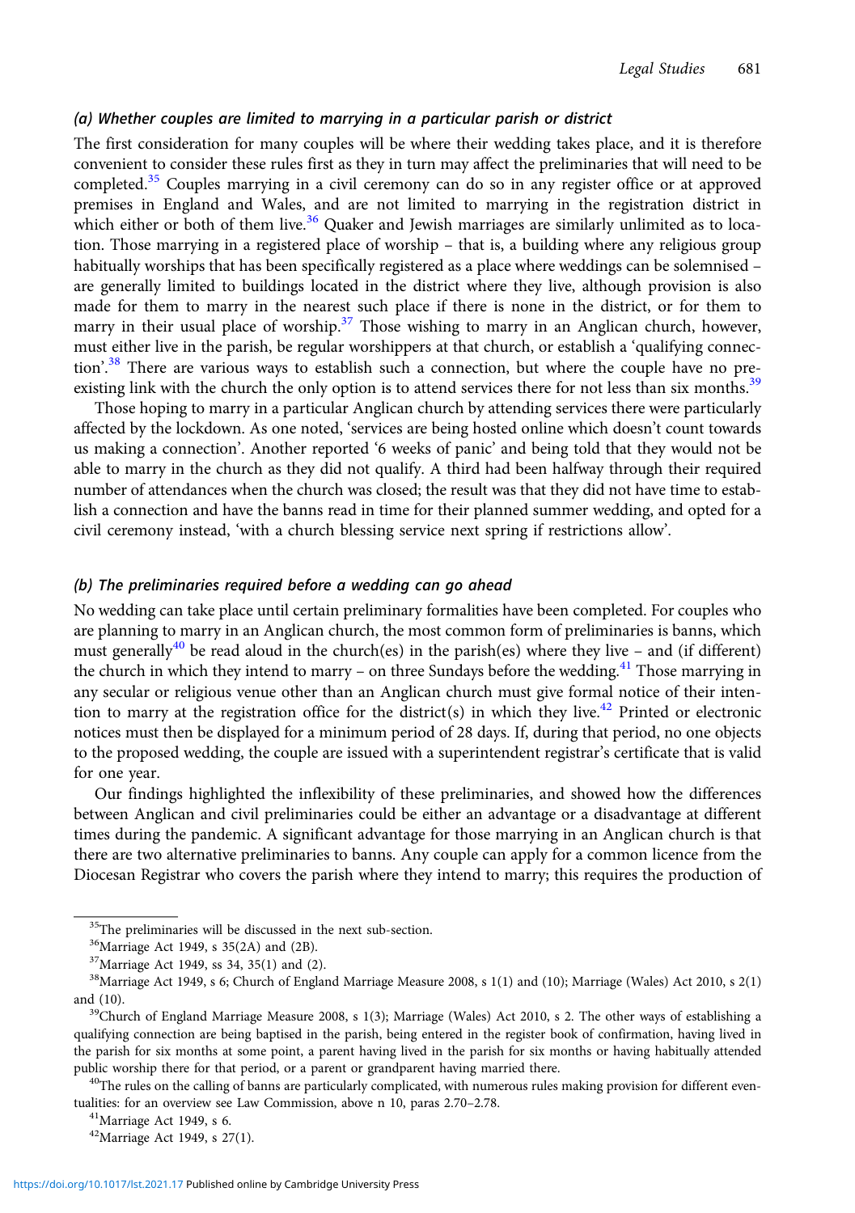### (a) Whether couples are limited to marrying in a particular parish or district

The first consideration for many couples will be where their wedding takes place, and it is therefore convenient to consider these rules first as they in turn may affect the preliminaries that will need to be completed.[35] Couples marrying in a civil ceremony can do so in any register office or at approved premises in England and Wales, and are not limited to marrying in the registration district in which either or both of them live.[36] Quaker and Jewish marriages are similarly unlimited as to location. Those marrying in a registered place of worship – that is, a building where any religious group habitually worships that has been specifically registered as a place where weddings can be solemnised – are generally limited to buildings located in the district where they live, although provision is also made for them to marry in the nearest such place if there is none in the district, or for them to marry in their usual place of worship.[37] Those wishing to marry in an Anglican church, however, must either live in the parish, be regular worshippers at that church, or establish a 'qualifying connection'.[38] There are various ways to establish such a connection, but where the couple have no pre-existing link with the church the only option is to attend services there for not less than six months.[39]

Those hoping to marry in a particular Anglican church by attending services there were particularly affected by the lockdown. As one noted, 'services are being hosted online which doesn't count towards us making a connection'. Another reported '6 weeks of panic' and being told that they would not be able to marry in the church as they did not qualify. A third had been halfway through their required number of attendances when the church was closed; the result was that they did not have time to establish a connection and have the banns read in time for their planned summer wedding, and opted for a civil ceremony instead, 'with a church blessing service next spring if restrictions allow'.

### (b) The preliminaries required before a wedding can go ahead

No wedding can take place until certain preliminary formalities have been completed. For couples who are planning to marry in an Anglican church, the most common form of preliminaries is banns, which must generally[40] be read aloud in the church(es) in the parish(es) where they live – and (if different) the church in which they intend to marry – on three Sundays before the wedding.[41] Those marrying in any secular or religious venue other than an Anglican church must give formal notice of their intention to marry at the registration office for the district(s) in which they live.[42] Printed or electronic notices must then be displayed for a minimum period of 28 days. If, during that period, no one objects to the proposed wedding, the couple are issued with a superintendent registrar's certificate that is valid for one year.

Our findings highlighted the inflexibility of these preliminaries, and showed how the differences between Anglican and civil preliminaries could be either an advantage or a disadvantage at different times during the pandemic. A significant advantage for those marrying in an Anglican church is that there are two alternative preliminaries to banns. Any couple can apply for a common licence from the Diocesan Registrar who covers the parish where they intend to marry; this requires the production of

---

[35] The preliminaries will be discussed in the next sub-section.

[36] Marriage Act 1949, s 35(2A) and (2B).

[37] Marriage Act 1949, ss 34, 35(1) and (2).

[38] Marriage Act 1949, s 6; Church of England Marriage Measure 2008, s 1(1) and (10); Marriage (Wales) Act 2010, s 2(1) and (10).

[39] Church of England Marriage Measure 2008, s 1(3); Marriage (Wales) Act 2010, s 2. The other ways of establishing a qualifying connection are being baptised in the parish, being entered in the register book of confirmation, having lived in the parish for six months at some point, a parent having lived in the parish for six months or having habitually attended public worship there for that period, or a parent or grandparent having married there.

[40] The rules on the calling of banns are particularly complicated, with numerous rules making provision for different eventualities: for an overview see Law Commission, above n 10, paras 2.70–2.78.

[41] Marriage Act 1949, s 6.

[42] Marriage Act 1949, s 27(1).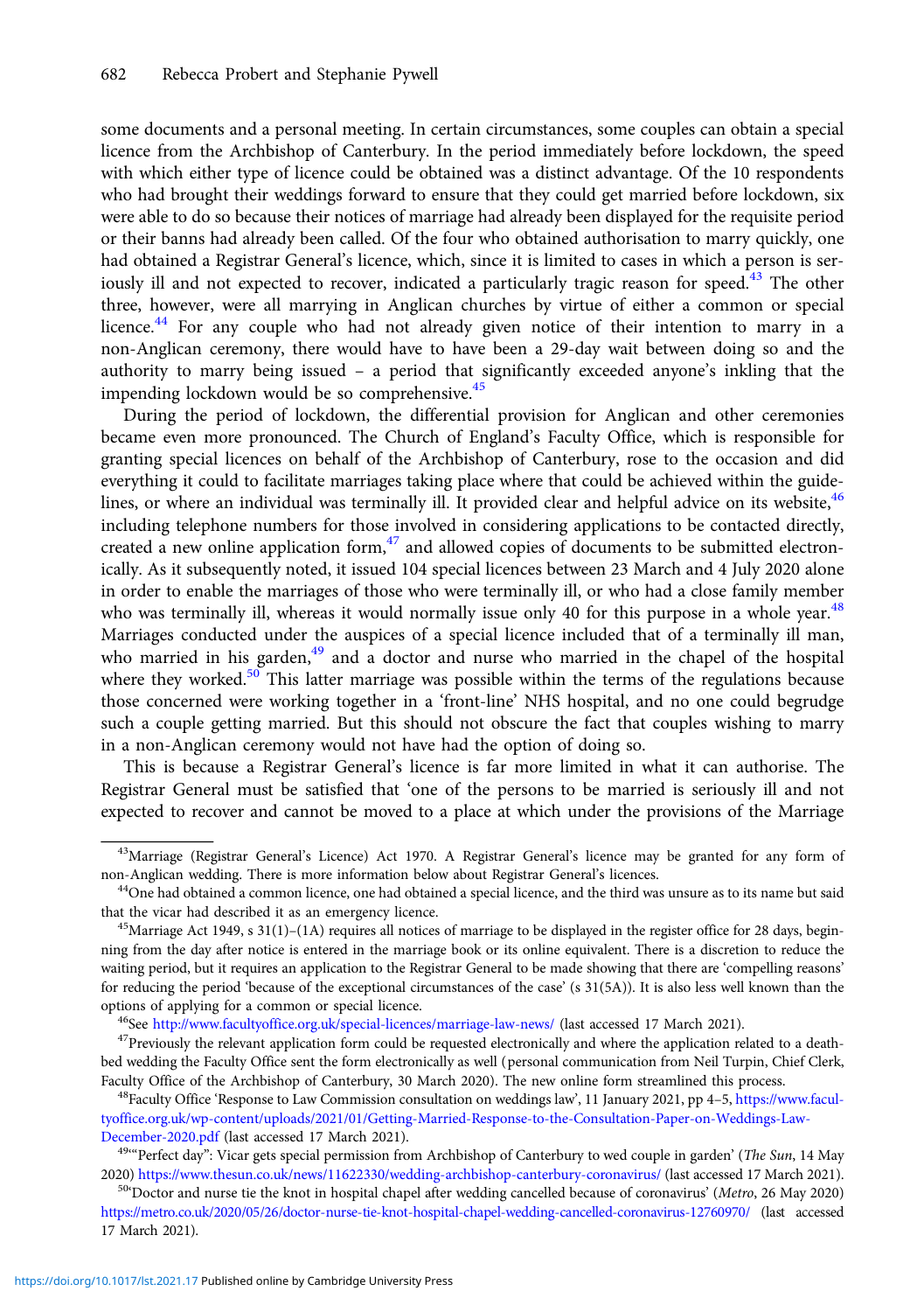some documents and a personal meeting. In certain circumstances, some couples can obtain a special licence from the Archbishop of Canterbury. In the period immediately before lockdown, the speed with which either type of licence could be obtained was a distinct advantage. Of the 10 respondents who had brought their weddings forward to ensure that they could get married before lockdown, six were able to do so because their notices of marriage had already been displayed for the requisite period or their banns had already been called. Of the four who obtained authorisation to marry quickly, one had obtained a Registrar General's licence, which, since it is limited to cases in which a person is seriously ill and not expected to recover, indicated a particularly tragic reason for speed.[43] The other three, however, were all marrying in Anglican churches by virtue of either a common or special licence.[44] For any couple who had not already given notice of their intention to marry in a non-Anglican ceremony, there would have to have been a 29-day wait between doing so and the authority to marry being issued – a period that significantly exceeded anyone's inkling that the impending lockdown would be so comprehensive.[45]

During the period of lockdown, the differential provision for Anglican and other ceremonies became even more pronounced. The Church of England's Faculty Office, which is responsible for granting special licences on behalf of the Archbishop of Canterbury, rose to the occasion and did everything it could to facilitate marriages taking place where that could be achieved within the guidelines, or where an individual was terminally ill. It provided clear and helpful advice on its website,[46] including telephone numbers for those involved in considering applications to be contacted directly, created a new online application form,[47] and allowed copies of documents to be submitted electronically. As it subsequently noted, it issued 104 special licences between 23 March and 4 July 2020 alone in order to enable the marriages of those who were terminally ill, or who had a close family member who was terminally ill, whereas it would normally issue only 40 for this purpose in a whole year.[48] Marriages conducted under the auspices of a special licence included that of a terminally ill man, who married in his garden,[49] and a doctor and nurse who married in the chapel of the hospital where they worked.[50] This latter marriage was possible within the terms of the regulations because those concerned were working together in a 'front-line' NHS hospital, and no one could begrudge such a couple getting married. But this should not obscure the fact that couples wishing to marry in a non-Anglican ceremony would not have had the option of doing so.

This is because a Registrar General's licence is far more limited in what it can authorise. The Registrar General must be satisfied that 'one of the persons to be married is seriously ill and not expected to recover and cannot be moved to a place at which under the provisions of the Marriage

---

[43] Marriage (Registrar General's Licence) Act 1970. A Registrar General's licence may be granted for any form of non-Anglican wedding. There is more information below about Registrar General's licences.

[44] One had obtained a common licence, one had obtained a special licence, and the third was unsure as to its name but said that the vicar had described it as an emergency licence.

[45] Marriage Act 1949, s 31(1)–(1A) requires all notices of marriage to be displayed in the register office for 28 days, beginning from the day after notice is entered in the marriage book or its online equivalent. There is a discretion to reduce the waiting period, but it requires an application to the Registrar General to be made showing that there are 'compelling reasons' for reducing the period 'because of the exceptional circumstances of the case' (s 31(5A)). It is also less well known than the options of applying for a common or special licence.

[46] See http://www.facultyoffice.org.uk/special-licences/marriage-law-news/ (last accessed 17 March 2021).

[47] Previously the relevant application form could be requested electronically and where the application related to a death-bed wedding the Faculty Office sent the form electronically as well (personal communication from Neil Turpin, Chief Clerk, Faculty Office of the Archbishop of Canterbury, 30 March 2020). The new online form streamlined this process.

[48] Faculty Office 'Response to Law Commission consultation on weddings law', 11 January 2021, pp 4–5, https://www.facultyoffice.org.uk/wp-content/uploads/2021/01/Getting-Married-Response-to-the-Consultation-Paper-on-Weddings-Law-December-2020.pdf (last accessed 17 March 2021).

[49] '"Perfect day": Vicar gets special permission from Archbishop of Canterbury to wed couple in garden' (*The Sun*, 14 May 2020) https://www.thesun.co.uk/news/11622330/wedding-archbishop-canterbury-coronavirus/ (last accessed 17 March 2021).

[50] 'Doctor and nurse tie the knot in hospital chapel after wedding cancelled because of coronavirus' (*Metro*, 26 May 2020) https://metro.co.uk/2020/05/26/doctor-nurse-tie-knot-hospital-chapel-wedding-cancelled-coronavirus-12760970/ (last accessed 17 March 2021).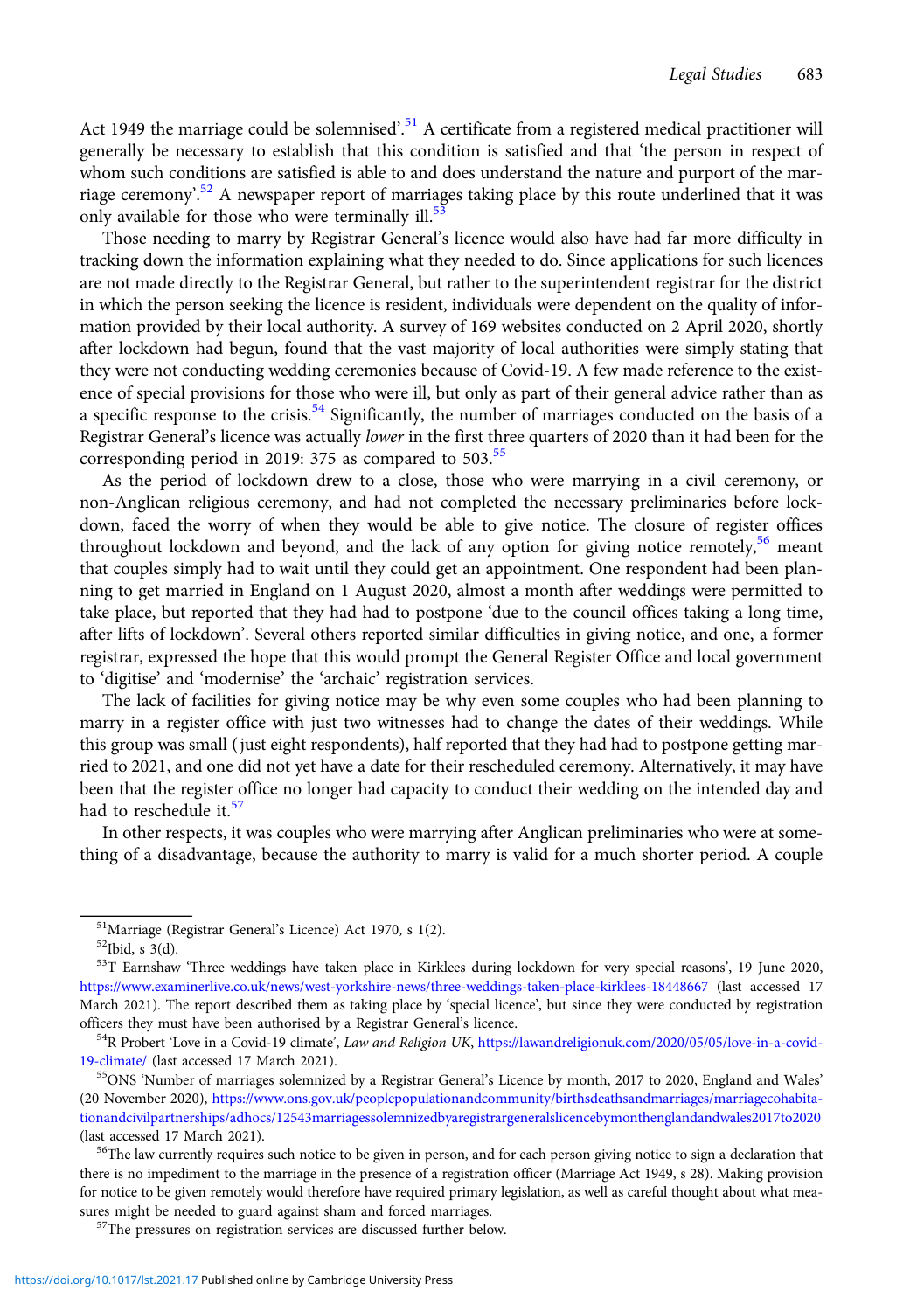Act 1949 the marriage could be solemnised'.[51] A certificate from a registered medical practitioner will generally be necessary to establish that this condition is satisfied and that 'the person in respect of whom such conditions are satisfied is able to and does understand the nature and purport of the marriage ceremony'.[52] A newspaper report of marriages taking place by this route underlined that it was only available for those who were terminally ill.[53]

Those needing to marry by Registrar General's licence would also have had far more difficulty in tracking down the information explaining what they needed to do. Since applications for such licences are not made directly to the Registrar General, but rather to the superintendent registrar for the district in which the person seeking the licence is resident, individuals were dependent on the quality of information provided by their local authority. A survey of 169 websites conducted on 2 April 2020, shortly after lockdown had begun, found that the vast majority of local authorities were simply stating that they were not conducting wedding ceremonies because of Covid-19. A few made reference to the existence of special provisions for those who were ill, but only as part of their general advice rather than as a specific response to the crisis.[54] Significantly, the number of marriages conducted on the basis of a Registrar General's licence was actually *lower* in the first three quarters of 2020 than it had been for the corresponding period in 2019: 375 as compared to 503.[55]

As the period of lockdown drew to a close, those who were marrying in a civil ceremony, or non-Anglican religious ceremony, and had not completed the necessary preliminaries before lockdown, faced the worry of when they would be able to give notice. The closure of register offices throughout lockdown and beyond, and the lack of any option for giving notice remotely,[56] meant that couples simply had to wait until they could get an appointment. One respondent had been planning to get married in England on 1 August 2020, almost a month after weddings were permitted to take place, but reported that they had had to postpone 'due to the council offices taking a long time, after lifts of lockdown'. Several others reported similar difficulties in giving notice, and one, a former registrar, expressed the hope that this would prompt the General Register Office and local government to 'digitise' and 'modernise' the 'archaic' registration services.

The lack of facilities for giving notice may be why even some couples who had been planning to marry in a register office with just two witnesses had to change the dates of their weddings. While this group was small (just eight respondents), half reported that they had had to postpone getting married to 2021, and one did not yet have a date for their rescheduled ceremony. Alternatively, it may have been that the register office no longer had capacity to conduct their wedding on the intended day and had to reschedule it.[57]

In other respects, it was couples who were marrying after Anglican preliminaries who were at something of a disadvantage, because the authority to marry is valid for a much shorter period. A couple

---

[51]Marriage (Registrar General's Licence) Act 1970, s 1(2).

[52]Ibid, s 3(d).

[53]T Earnshaw 'Three weddings have taken place in Kirklees during lockdown for very special reasons', 19 June 2020, https://www.examinerlive.co.uk/news/west-yorkshire-news/three-weddings-taken-place-kirklees-18448667 (last accessed 17 March 2021). The report described them as taking place by 'special licence', but since they were conducted by registration officers they must have been authorised by a Registrar General's licence.

[54]R Probert 'Love in a Covid-19 climate', *Law and Religion UK*, https://lawandreligionuk.com/2020/05/05/love-in-a-covid-19-climate/ (last accessed 17 March 2021).

[55]ONS 'Number of marriages solemnized by a Registrar General's Licence by month, 2017 to 2020, England and Wales' (20 November 2020), https://www.ons.gov.uk/peoplepopulationandcommunity/birthsdeathsandmarriages/marriagecohabitationandcivilpartnerships/adhocs/12543marriagessolemnizedbyaregistrargeneralslicencebymonthenglandandwales2017to2020 (last accessed 17 March 2021).

[56]The law currently requires such notice to be given in person, and for each person giving notice to sign a declaration that there is no impediment to the marriage in the presence of a registration officer (Marriage Act 1949, s 28). Making provision for notice to be given remotely would therefore have required primary legislation, as well as careful thought about what measures might be needed to guard against sham and forced marriages.

[57]The pressures on registration services are discussed further below.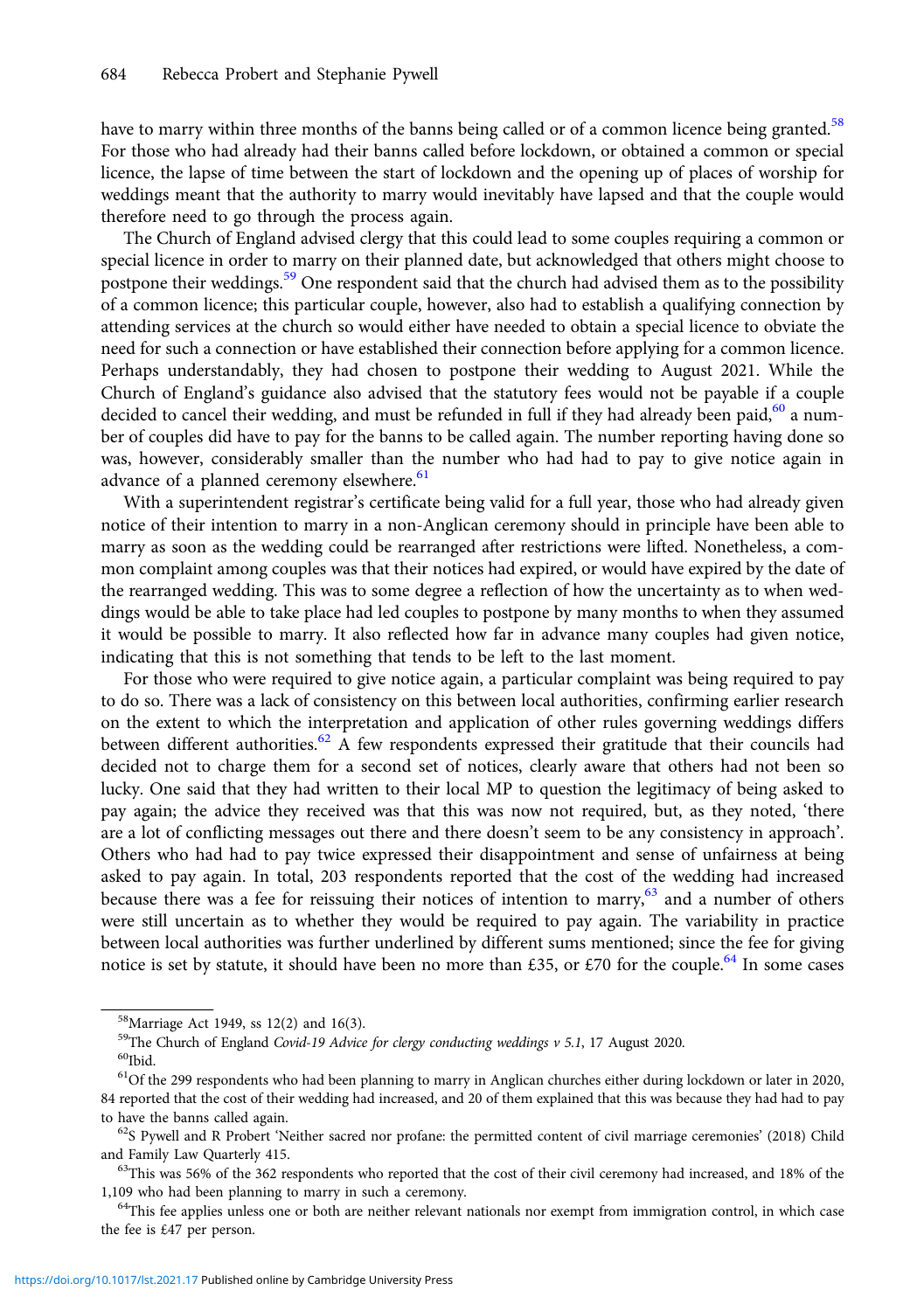have to marry within three months of the banns being called or of a common licence being granted.[58] For those who had already had their banns called before lockdown, or obtained a common or special licence, the lapse of time between the start of lockdown and the opening up of places of worship for weddings meant that the authority to marry would inevitably have lapsed and that the couple would therefore need to go through the process again.

The Church of England advised clergy that this could lead to some couples requiring a common or special licence in order to marry on their planned date, but acknowledged that others might choose to postpone their weddings.[59] One respondent said that the church had advised them as to the possibility of a common licence; this particular couple, however, also had to establish a qualifying connection by attending services at the church so would either have needed to obtain a special licence to obviate the need for such a connection or have established their connection before applying for a common licence. Perhaps understandably, they had chosen to postpone their wedding to August 2021. While the Church of England's guidance also advised that the statutory fees would not be payable if a couple decided to cancel their wedding, and must be refunded in full if they had already been paid,[60] a number of couples did have to pay for the banns to be called again. The number reporting having done so was, however, considerably smaller than the number who had had to pay to give notice again in advance of a planned ceremony elsewhere.[61]

With a superintendent registrar's certificate being valid for a full year, those who had already given notice of their intention to marry in a non-Anglican ceremony should in principle have been able to marry as soon as the wedding could be rearranged after restrictions were lifted. Nonetheless, a common complaint among couples was that their notices had expired, or would have expired by the date of the rearranged wedding. This was to some degree a reflection of how the uncertainty as to when weddings would be able to take place had led couples to postpone by many months to when they assumed it would be possible to marry. It also reflected how far in advance many couples had given notice, indicating that this is not something that tends to be left to the last moment.

For those who were required to give notice again, a particular complaint was being required to pay to do so. There was a lack of consistency on this between local authorities, confirming earlier research on the extent to which the interpretation and application of other rules governing weddings differs between different authorities.[62] A few respondents expressed their gratitude that their councils had decided not to charge them for a second set of notices, clearly aware that others had not been so lucky. One said that they had written to their local MP to question the legitimacy of being asked to pay again; the advice they received was that this was now not required, but, as they noted, 'there are a lot of conflicting messages out there and there doesn't seem to be any consistency in approach'. Others who had had to pay twice expressed their disappointment and sense of unfairness at being asked to pay again. In total, 203 respondents reported that the cost of the wedding had increased because there was a fee for reissuing their notices of intention to marry,[63] and a number of others were still uncertain as to whether they would be required to pay again. The variability in practice between local authorities was further underlined by different sums mentioned; since the fee for giving notice is set by statute, it should have been no more than £35, or £70 for the couple.[64] In some cases

---

[58] Marriage Act 1949, ss 12(2) and 16(3).

[59] The Church of England *Covid-19 Advice for clergy conducting weddings v 5.1*, 17 August 2020.

[60] Ibid.

[61] Of the 299 respondents who had been planning to marry in Anglican churches either during lockdown or later in 2020, 84 reported that the cost of their wedding had increased, and 20 of them explained that this was because they had had to pay to have the banns called again.

[62] S Pywell and R Probert 'Neither sacred nor profane: the permitted content of civil marriage ceremonies' (2018) Child and Family Law Quarterly 415.

[63] This was 56% of the 362 respondents who reported that the cost of their civil ceremony had increased, and 18% of the 1,109 who had been planning to marry in such a ceremony.

[64] This fee applies unless one or both are neither relevant nationals nor exempt from immigration control, in which case the fee is £47 per person.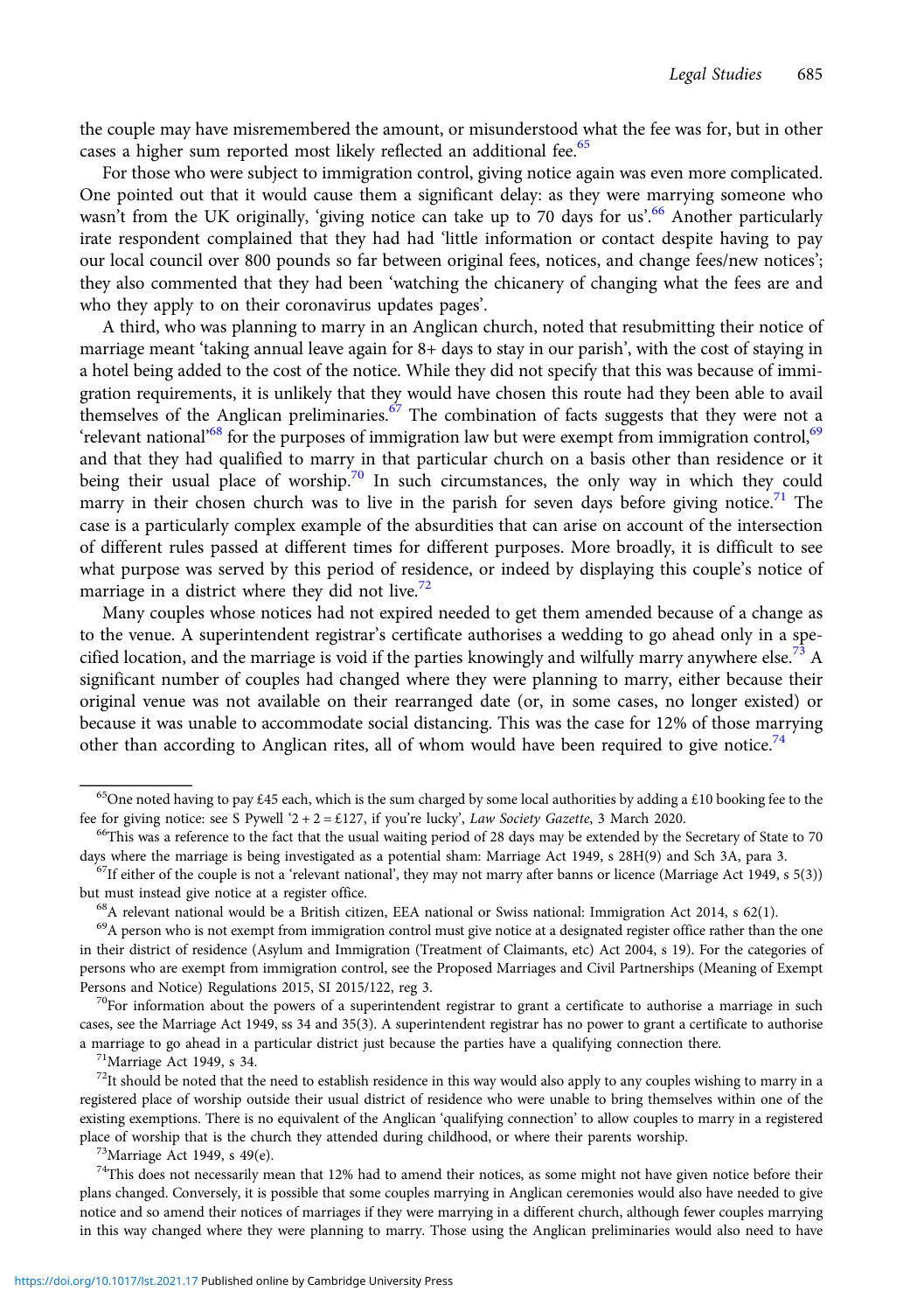the couple may have misremembered the amount, or misunderstood what the fee was for, but in other cases a higher sum reported most likely reflected an additional fee.[65]

For those who were subject to immigration control, giving notice again was even more complicated. One pointed out that it would cause them a significant delay: as they were marrying someone who wasn't from the UK originally, 'giving notice can take up to 70 days for us'.[66] Another particularly irate respondent complained that they had had 'little information or contact despite having to pay our local council over 800 pounds so far between original fees, notices, and change fees/new notices'; they also commented that they had been 'watching the chicanery of changing what the fees are and who they apply to on their coronavirus updates pages'.

A third, who was planning to marry in an Anglican church, noted that resubmitting their notice of marriage meant 'taking annual leave again for 8+ days to stay in our parish', with the cost of staying in a hotel being added to the cost of the notice. While they did not specify that this was because of immigration requirements, it is unlikely that they would have chosen this route had they been able to avail themselves of the Anglican preliminaries.[67] The combination of facts suggests that they were not a 'relevant national'[68] for the purposes of immigration law but were exempt from immigration control,[69] and that they had qualified to marry in that particular church on a basis other than residence or it being their usual place of worship.[70] In such circumstances, the only way in which they could marry in their chosen church was to live in the parish for seven days before giving notice.[71] The case is a particularly complex example of the absurdities that can arise on account of the intersection of different rules passed at different times for different purposes. More broadly, it is difficult to see what purpose was served by this period of residence, or indeed by displaying this couple's notice of marriage in a district where they did not live.[72]

Many couples whose notices had not expired needed to get them amended because of a change as to the venue. A superintendent registrar's certificate authorises a wedding to go ahead only in a specified location, and the marriage is void if the parties knowingly and wilfully marry anywhere else.[73] A significant number of couples had changed where they were planning to marry, either because their original venue was not available on their rearranged date (or, in some cases, no longer existed) or because it was unable to accommodate social distancing. This was the case for 12% of those marrying other than according to Anglican rites, all of whom would have been required to give notice.[74]

---

[65]One noted having to pay £45 each, which is the sum charged by some local authorities by adding a £10 booking fee to the fee for giving notice: see S Pywell '2 + 2 = £127, if you're lucky', *Law Society Gazette*, 3 March 2020.

[66]This was a reference to the fact that the usual waiting period of 28 days may be extended by the Secretary of State to 70 days where the marriage is being investigated as a potential sham: Marriage Act 1949, s 28H(9) and Sch 3A, para 3.

[67]If either of the couple is not a 'relevant national', they may not marry after banns or licence (Marriage Act 1949, s 5(3)) but must instead give notice at a register office.

[68]A relevant national would be a British citizen, EEA national or Swiss national: Immigration Act 2014, s 62(1).

[69]A person who is not exempt from immigration control must give notice at a designated register office rather than the one in their district of residence (Asylum and Immigration (Treatment of Claimants, etc) Act 2004, s 19). For the categories of persons who are exempt from immigration control, see the Proposed Marriages and Civil Partnerships (Meaning of Exempt Persons and Notice) Regulations 2015, SI 2015/122, reg 3.

[70]For information about the powers of a superintendent registrar to grant a certificate to authorise a marriage in such cases, see the Marriage Act 1949, ss 34 and 35(3). A superintendent registrar has no power to grant a certificate to authorise a marriage to go ahead in a particular district just because the parties have a qualifying connection there.

[71]Marriage Act 1949, s 34.

[72]It should be noted that the need to establish residence in this way would also apply to any couples wishing to marry in a registered place of worship outside their usual district of residence who were unable to bring themselves within one of the existing exemptions. There is no equivalent of the Anglican 'qualifying connection' to allow couples to marry in a registered place of worship that is the church they attended during childhood, or where their parents worship.

[73]Marriage Act 1949, s 49(e).

[74]This does not necessarily mean that 12% had to amend their notices, as some might not have given notice before their plans changed. Conversely, it is possible that some couples marrying in Anglican ceremonies would also have needed to give notice and so amend their notices of marriages if they were marrying in a different church, although fewer couples marrying in this way changed where they were planning to marry. Those using the Anglican preliminaries would also need to have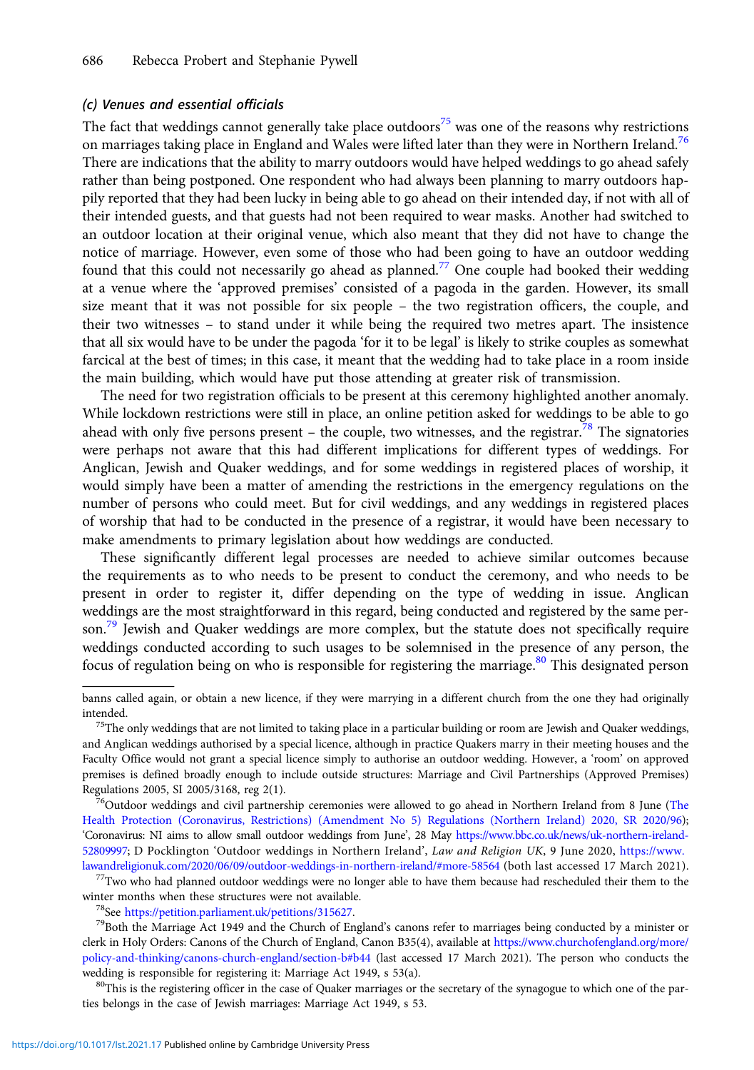### (c) Venues and essential officials

The fact that weddings cannot generally take place outdoors[75] was one of the reasons why restrictions on marriages taking place in England and Wales were lifted later than they were in Northern Ireland.[76] There are indications that the ability to marry outdoors would have helped weddings to go ahead safely rather than being postponed. One respondent who had always been planning to marry outdoors happily reported that they had been lucky in being able to go ahead on their intended day, if not with all of their intended guests, and that guests had not been required to wear masks. Another had switched to an outdoor location at their original venue, which also meant that they did not have to change the notice of marriage. However, even some of those who had been going to have an outdoor wedding found that this could not necessarily go ahead as planned.[77] One couple had booked their wedding at a venue where the 'approved premises' consisted of a pagoda in the garden. However, its small size meant that it was not possible for six people – the two registration officers, the couple, and their two witnesses – to stand under it while being the required two metres apart. The insistence that all six would have to be under the pagoda 'for it to be legal' is likely to strike couples as somewhat farcical at the best of times; in this case, it meant that the wedding had to take place in a room inside the main building, which would have put those attending at greater risk of transmission.

The need for two registration officials to be present at this ceremony highlighted another anomaly. While lockdown restrictions were still in place, an online petition asked for weddings to be able to go ahead with only five persons present – the couple, two witnesses, and the registrar.[78] The signatories were perhaps not aware that this had different implications for different types of weddings. For Anglican, Jewish and Quaker weddings, and for some weddings in registered places of worship, it would simply have been a matter of amending the restrictions in the emergency regulations on the number of persons who could meet. But for civil weddings, and any weddings in registered places of worship that had to be conducted in the presence of a registrar, it would have been necessary to make amendments to primary legislation about how weddings are conducted.

These significantly different legal processes are needed to achieve similar outcomes because the requirements as to who needs to be present to conduct the ceremony, and who needs to be present in order to register it, differ depending on the type of wedding in issue. Anglican weddings are the most straightforward in this regard, being conducted and registered by the same person.[79] Jewish and Quaker weddings are more complex, but the statute does not specifically require weddings conducted according to such usages to be solemnised in the presence of any person, the focus of regulation being on who is responsible for registering the marriage.[80] This designated person

---

banns called again, or obtain a new licence, if they were marrying in a different church from the one they had originally intended.

[75] The only weddings that are not limited to taking place in a particular building or room are Jewish and Quaker weddings, and Anglican weddings authorised by a special licence, although in practice Quakers marry in their meeting houses and the Faculty Office would not grant a special licence simply to authorise an outdoor wedding. However, a 'room' on approved premises is defined broadly enough to include outside structures: Marriage and Civil Partnerships (Approved Premises) Regulations 2005, SI 2005/3168, reg 2(1).

[76] Outdoor weddings and civil partnership ceremonies were allowed to go ahead in Northern Ireland from 8 June (The Health Protection (Coronavirus, Restrictions) (Amendment No 5) Regulations (Northern Ireland) 2020, SR 2020/96); 'Coronavirus: NI aims to allow small outdoor weddings from June', 28 May https://www.bbc.co.uk/news/uk-northern-ireland-52809997; D Pocklington 'Outdoor weddings in Northern Ireland', *Law and Religion UK*, 9 June 2020, https://www.lawandreligionuk.com/2020/06/09/outdoor-weddings-in-northern-ireland/#more-58564 (both last accessed 17 March 2021).

[77] Two who had planned outdoor weddings were no longer able to have them because had rescheduled their them to the winter months when these structures were not available.

[78] See https://petition.parliament.uk/petitions/315627.

[79] Both the Marriage Act 1949 and the Church of England's canons refer to marriages being conducted by a minister or clerk in Holy Orders: Canons of the Church of England, Canon B35(4), available at https://www.churchofengland.org/more/policy-and-thinking/canons-church-england/section-b#b44 (last accessed 17 March 2021). The person who conducts the wedding is responsible for registering it: Marriage Act 1949, s 53(a).

[80] This is the registering officer in the case of Quaker marriages or the secretary of the synagogue to which one of the parties belongs in the case of Jewish marriages: Marriage Act 1949, s 53.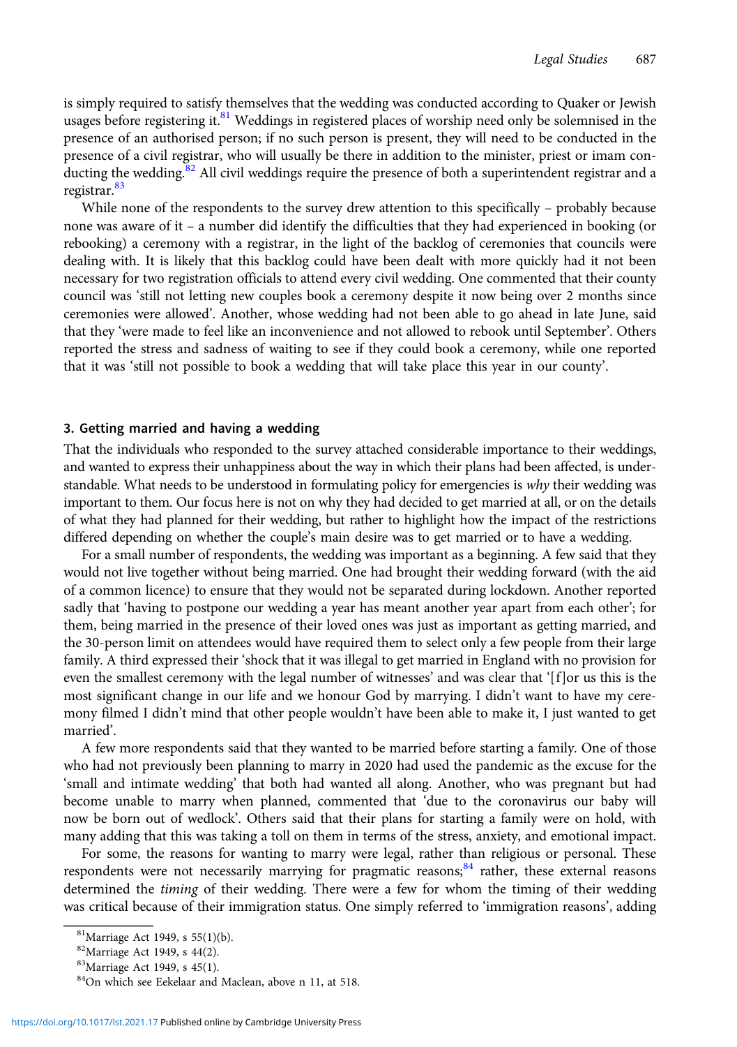is simply required to satisfy themselves that the wedding was conducted according to Quaker or Jewish usages before registering it.[81] Weddings in registered places of worship need only be solemnised in the presence of an authorised person; if no such person is present, they will need to be conducted in the presence of a civil registrar, who will usually be there in addition to the minister, priest or imam conducting the wedding.[82] All civil weddings require the presence of both a superintendent registrar and a registrar.[83]

While none of the respondents to the survey drew attention to this specifically – probably because none was aware of it – a number did identify the difficulties that they had experienced in booking (or rebooking) a ceremony with a registrar, in the light of the backlog of ceremonies that councils were dealing with. It is likely that this backlog could have been dealt with more quickly had it not been necessary for two registration officials to attend every civil wedding. One commented that their county council was 'still not letting new couples book a ceremony despite it now being over 2 months since ceremonies were allowed'. Another, whose wedding had not been able to go ahead in late June, said that they 'were made to feel like an inconvenience and not allowed to rebook until September'. Others reported the stress and sadness of waiting to see if they could book a ceremony, while one reported that it was 'still not possible to book a wedding that will take place this year in our county'.

## 3. Getting married and having a wedding

That the individuals who responded to the survey attached considerable importance to their weddings, and wanted to express their unhappiness about the way in which their plans had been affected, is understandable. What needs to be understood in formulating policy for emergencies is *why* their wedding was important to them. Our focus here is not on why they had decided to get married at all, or on the details of what they had planned for their wedding, but rather to highlight how the impact of the restrictions differed depending on whether the couple's main desire was to get married or to have a wedding.

For a small number of respondents, the wedding was important as a beginning. A few said that they would not live together without being married. One had brought their wedding forward (with the aid of a common licence) to ensure that they would not be separated during lockdown. Another reported sadly that 'having to postpone our wedding a year has meant another year apart from each other'; for them, being married in the presence of their loved ones was just as important as getting married, and the 30-person limit on attendees would have required them to select only a few people from their large family. A third expressed their 'shock that it was illegal to get married in England with no provision for even the smallest ceremony with the legal number of witnesses' and was clear that '[f]or us this is the most significant change in our life and we honour God by marrying. I didn't want to have my ceremony filmed I didn't mind that other people wouldn't have been able to make it, I just wanted to get married'.

A few more respondents said that they wanted to be married before starting a family. One of those who had not previously been planning to marry in 2020 had used the pandemic as the excuse for the 'small and intimate wedding' that both had wanted all along. Another, who was pregnant but had become unable to marry when planned, commented that 'due to the coronavirus our baby will now be born out of wedlock'. Others said that their plans for starting a family were on hold, with many adding that this was taking a toll on them in terms of the stress, anxiety, and emotional impact.

For some, the reasons for wanting to marry were legal, rather than religious or personal. These respondents were not necessarily marrying for pragmatic reasons;[84] rather, these external reasons determined the *timing* of their wedding. There were a few for whom the timing of their wedding was critical because of their immigration status. One simply referred to 'immigration reasons', adding

[81] Marriage Act 1949, s 55(1)(b).

[82] Marriage Act 1949, s 44(2).

[83] Marriage Act 1949, s 45(1).

[84] On which see Eekelaar and Maclean, above n 11, at 518.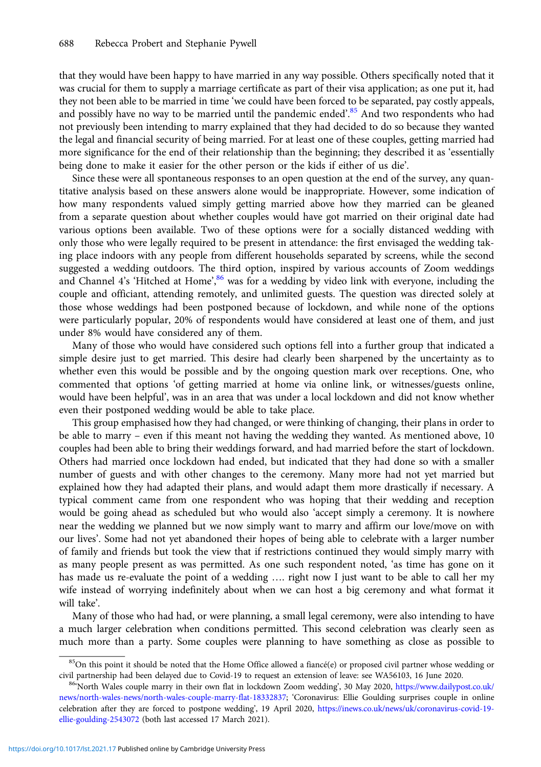that they would have been happy to have married in any way possible. Others specifically noted that it was crucial for them to supply a marriage certificate as part of their visa application; as one put it, had they not been able to be married in time 'we could have been forced to be separated, pay costly appeals, and possibly have no way to be married until the pandemic ended'.[85] And two respondents who had not previously been intending to marry explained that they had decided to do so because they wanted the legal and financial security of being married. For at least one of these couples, getting married had more significance for the end of their relationship than the beginning; they described it as 'essentially being done to make it easier for the other person or the kids if either of us die'.

Since these were all spontaneous responses to an open question at the end of the survey, any quantitative analysis based on these answers alone would be inappropriate. However, some indication of how many respondents valued simply getting married above how they married can be gleaned from a separate question about whether couples would have got married on their original date had various options been available. Two of these options were for a socially distanced wedding with only those who were legally required to be present in attendance: the first envisaged the wedding taking place indoors with any people from different households separated by screens, while the second suggested a wedding outdoors. The third option, inspired by various accounts of Zoom weddings and Channel 4's 'Hitched at Home',[86] was for a wedding by video link with everyone, including the couple and officiant, attending remotely, and unlimited guests. The question was directed solely at those whose weddings had been postponed because of lockdown, and while none of the options were particularly popular, 20% of respondents would have considered at least one of them, and just under 8% would have considered any of them.

Many of those who would have considered such options fell into a further group that indicated a simple desire just to get married. This desire had clearly been sharpened by the uncertainty as to whether even this would be possible and by the ongoing question mark over receptions. One, who commented that options 'of getting married at home via online link, or witnesses/guests online, would have been helpful', was in an area that was under a local lockdown and did not know whether even their postponed wedding would be able to take place.

This group emphasised how they had changed, or were thinking of changing, their plans in order to be able to marry – even if this meant not having the wedding they wanted. As mentioned above, 10 couples had been able to bring their weddings forward, and had married before the start of lockdown. Others had married once lockdown had ended, but indicated that they had done so with a smaller number of guests and with other changes to the ceremony. Many more had not yet married but explained how they had adapted their plans, and would adapt them more drastically if necessary. A typical comment came from one respondent who was hoping that their wedding and reception would be going ahead as scheduled but who would also 'accept simply a ceremony. It is nowhere near the wedding we planned but we now simply want to marry and affirm our love/move on with our lives'. Some had not yet abandoned their hopes of being able to celebrate with a larger number of family and friends but took the view that if restrictions continued they would simply marry with as many people present as was permitted. As one such respondent noted, 'as time has gone on it has made us re-evaluate the point of a wedding …. right now I just want to be able to call her my wife instead of worrying indefinitely about when we can host a big ceremony and what format it will take'.

Many of those who had had, or were planning, a small legal ceremony, were also intending to have a much larger celebration when conditions permitted. This second celebration was clearly seen as much more than a party. Some couples were planning to have something as close as possible to

---

[85] On this point it should be noted that the Home Office allowed a fiancé(e) or proposed civil partner whose wedding or civil partnership had been delayed due to Covid-19 to request an extension of leave: see WA56103, 16 June 2020.

[86] 'North Wales couple marry in their own flat in lockdown Zoom wedding', 30 May 2020, https://www.dailypost.co.uk/news/north-wales-news/north-wales-couple-marry-flat-18332837; 'Coronavirus: Ellie Goulding surprises couple in online celebration after they are forced to postpone wedding', 19 April 2020, https://inews.co.uk/news/uk/coronavirus-covid-19-ellie-goulding-2543072 (both last accessed 17 March 2021).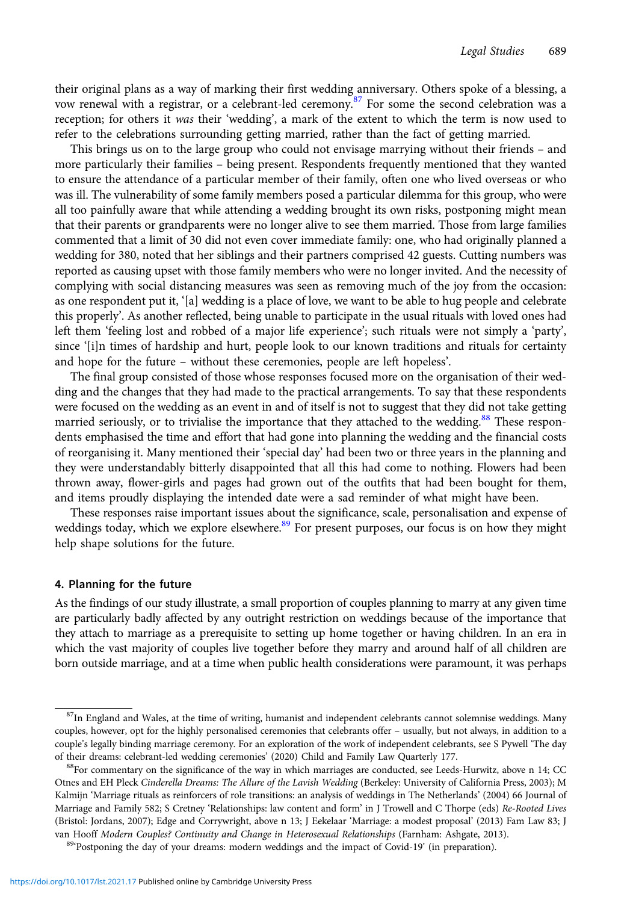their original plans as a way of marking their first wedding anniversary. Others spoke of a blessing, a vow renewal with a registrar, or a celebrant-led ceremony.[87] For some the second celebration was a reception; for others it *was* their 'wedding', a mark of the extent to which the term is now used to refer to the celebrations surrounding getting married, rather than the fact of getting married.

This brings us on to the large group who could not envisage marrying without their friends – and more particularly their families – being present. Respondents frequently mentioned that they wanted to ensure the attendance of a particular member of their family, often one who lived overseas or who was ill. The vulnerability of some family members posed a particular dilemma for this group, who were all too painfully aware that while attending a wedding brought its own risks, postponing might mean that their parents or grandparents were no longer alive to see them married. Those from large families commented that a limit of 30 did not even cover immediate family: one, who had originally planned a wedding for 380, noted that her siblings and their partners comprised 42 guests. Cutting numbers was reported as causing upset with those family members who were no longer invited. And the necessity of complying with social distancing measures was seen as removing much of the joy from the occasion: as one respondent put it, '[a] wedding is a place of love, we want to be able to hug people and celebrate this properly'. As another reflected, being unable to participate in the usual rituals with loved ones had left them 'feeling lost and robbed of a major life experience'; such rituals were not simply a 'party', since '[i]n times of hardship and hurt, people look to our known traditions and rituals for certainty and hope for the future – without these ceremonies, people are left hopeless'.

The final group consisted of those whose responses focused more on the organisation of their wedding and the changes that they had made to the practical arrangements. To say that these respondents were focused on the wedding as an event in and of itself is not to suggest that they did not take getting married seriously, or to trivialise the importance that they attached to the wedding.[88] These respondents emphasised the time and effort that had gone into planning the wedding and the financial costs of reorganising it. Many mentioned their 'special day' had been two or three years in the planning and they were understandably bitterly disappointed that all this had come to nothing. Flowers had been thrown away, flower-girls and pages had grown out of the outfits that had been bought for them, and items proudly displaying the intended date were a sad reminder of what might have been.

These responses raise important issues about the significance, scale, personalisation and expense of weddings today, which we explore elsewhere.[89] For present purposes, our focus is on how they might help shape solutions for the future.

## 4. Planning for the future

As the findings of our study illustrate, a small proportion of couples planning to marry at any given time are particularly badly affected by any outright restriction on weddings because of the importance that they attach to marriage as a prerequisite to setting up home together or having children. In an era in which the vast majority of couples live together before they marry and around half of all children are born outside marriage, and at a time when public health considerations were paramount, it was perhaps

---

[87] In England and Wales, at the time of writing, humanist and independent celebrants cannot solemnise weddings. Many couples, however, opt for the highly personalised ceremonies that celebrants offer – usually, but not always, in addition to a couple's legally binding marriage ceremony. For an exploration of the work of independent celebrants, see S Pywell 'The day of their dreams: celebrant-led wedding ceremonies' (2020) Child and Family Law Quarterly 177.

[88] For commentary on the significance of the way in which marriages are conducted, see Leeds-Hurwitz, above n 14; CC Otnes and EH Pleck *Cinderella Dreams: The Allure of the Lavish Wedding* (Berkeley: University of California Press, 2003); M Kalmijn 'Marriage rituals as reinforcers of role transitions: an analysis of weddings in The Netherlands' (2004) 66 Journal of Marriage and Family 582; S Cretney 'Relationships: law content and form' in J Trowell and C Thorpe (eds) *Re-Rooted Lives* (Bristol: Jordans, 2007); Edge and Corrywright, above n 13; J Eekelaar 'Marriage: a modest proposal' (2013) Fam Law 83; J van Hooff *Modern Couples? Continuity and Change in Heterosexual Relationships* (Farnham: Ashgate, 2013).

[89] 'Postponing the day of your dreams: modern weddings and the impact of Covid-19' (in preparation).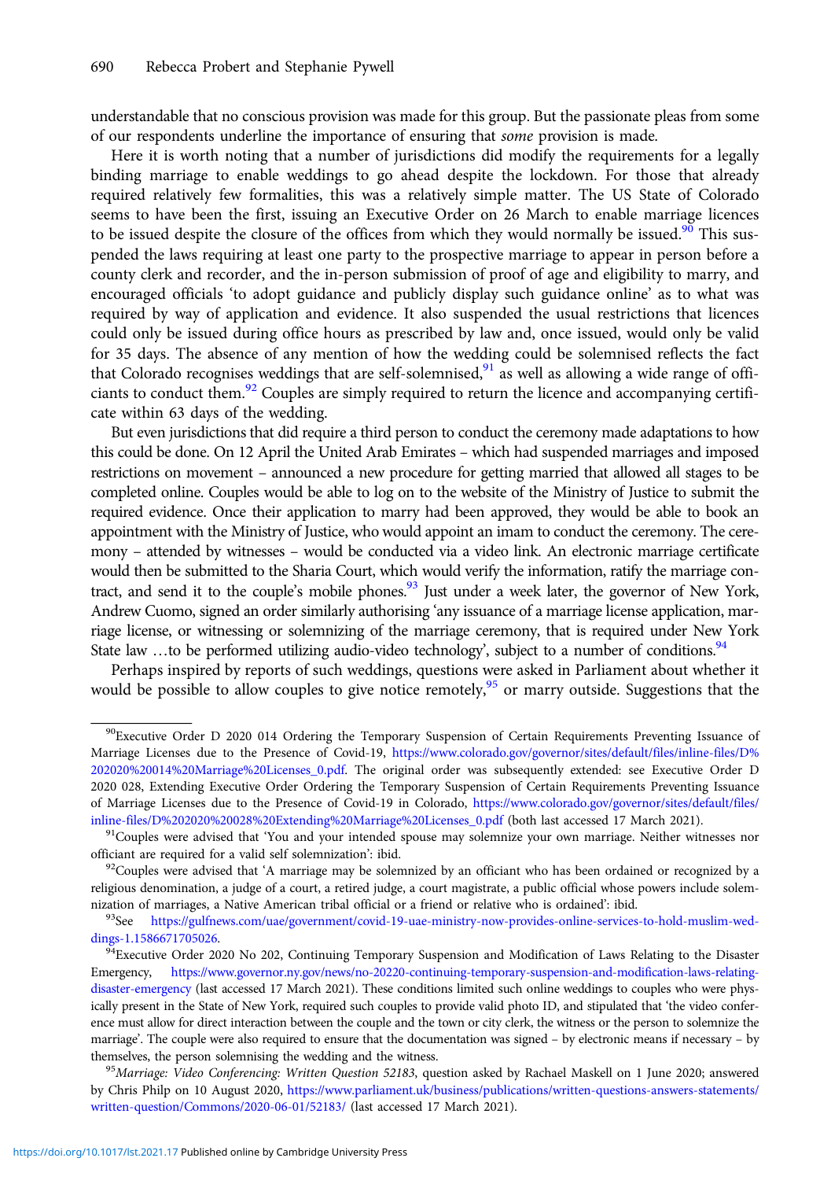understandable that no conscious provision was made for this group. But the passionate pleas from some of our respondents underline the importance of ensuring that *some* provision is made.

Here it is worth noting that a number of jurisdictions did modify the requirements for a legally binding marriage to enable weddings to go ahead despite the lockdown. For those that already required relatively few formalities, this was a relatively simple matter. The US State of Colorado seems to have been the first, issuing an Executive Order on 26 March to enable marriage licences to be issued despite the closure of the offices from which they would normally be issued.[90] This suspended the laws requiring at least one party to the prospective marriage to appear in person before a county clerk and recorder, and the in-person submission of proof of age and eligibility to marry, and encouraged officials 'to adopt guidance and publicly display such guidance online' as to what was required by way of application and evidence. It also suspended the usual restrictions that licences could only be issued during office hours as prescribed by law and, once issued, would only be valid for 35 days. The absence of any mention of how the wedding could be solemnised reflects the fact that Colorado recognises weddings that are self-solemnised,[91] as well as allowing a wide range of officiants to conduct them.[92] Couples are simply required to return the licence and accompanying certificate within 63 days of the wedding.

But even jurisdictions that did require a third person to conduct the ceremony made adaptations to how this could be done. On 12 April the United Arab Emirates – which had suspended marriages and imposed restrictions on movement – announced a new procedure for getting married that allowed all stages to be completed online. Couples would be able to log on to the website of the Ministry of Justice to submit the required evidence. Once their application to marry had been approved, they would be able to book an appointment with the Ministry of Justice, who would appoint an imam to conduct the ceremony. The ceremony – attended by witnesses – would be conducted via a video link. An electronic marriage certificate would then be submitted to the Sharia Court, which would verify the information, ratify the marriage contract, and send it to the couple's mobile phones.[93] Just under a week later, the governor of New York, Andrew Cuomo, signed an order similarly authorising 'any issuance of a marriage license application, marriage license, or witnessing or solemnizing of the marriage ceremony, that is required under New York State law …to be performed utilizing audio-video technology', subject to a number of conditions.[94]

Perhaps inspired by reports of such weddings, questions were asked in Parliament about whether it would be possible to allow couples to give notice remotely,[95] or marry outside. Suggestions that the

---

[90]Executive Order D 2020 014 Ordering the Temporary Suspension of Certain Requirements Preventing Issuance of Marriage Licenses due to the Presence of Covid-19, https://www.colorado.gov/governor/sites/default/files/inline-files/D%202020%20014%20Marriage%20Licenses_0.pdf. The original order was subsequently extended: see Executive Order D 2020 028, Extending Executive Order Ordering the Temporary Suspension of Certain Requirements Preventing Issuance of Marriage Licenses due to the Presence of Covid-19 in Colorado, https://www.colorado.gov/governor/sites/default/files/inline-files/D%202020%20028%20Extending%20Marriage%20Licenses_0.pdf (both last accessed 17 March 2021).

[91]Couples were advised that 'You and your intended spouse may solemnize your own marriage. Neither witnesses nor officiant are required for a valid self solemnization': ibid.

[92]Couples were advised that 'A marriage may be solemnized by an officiant who has been ordained or recognized by a religious denomination, a judge of a court, a retired judge, a court magistrate, a public official whose powers include solemnization of marriages, a Native American tribal official or a friend or relative who is ordained': ibid.

[93]See https://gulfnews.com/uae/government/covid-19-uae-ministry-now-provides-online-services-to-hold-muslim-weddings-1.1586671705026.

[94]Executive Order 2020 No 202, Continuing Temporary Suspension and Modification of Laws Relating to the Disaster Emergency, https://www.governor.ny.gov/news/no-20220-continuing-temporary-suspension-and-modification-laws-relating-disaster-emergency (last accessed 17 March 2021). These conditions limited such online weddings to couples who were physically present in the State of New York, required such couples to provide valid photo ID, and stipulated that 'the video conference must allow for direct interaction between the couple and the town or city clerk, the witness or the person to solemnize the marriage'. The couple were also required to ensure that the documentation was signed – by electronic means if necessary – by themselves, the person solemnising the wedding and the witness.

[95]*Marriage: Video Conferencing: Written Question 52183*, question asked by Rachael Maskell on 1 June 2020; answered by Chris Philp on 10 August 2020, https://www.parliament.uk/business/publications/written-questions-answers-statements/written-question/Commons/2020-06-01/52183/ (last accessed 17 March 2021).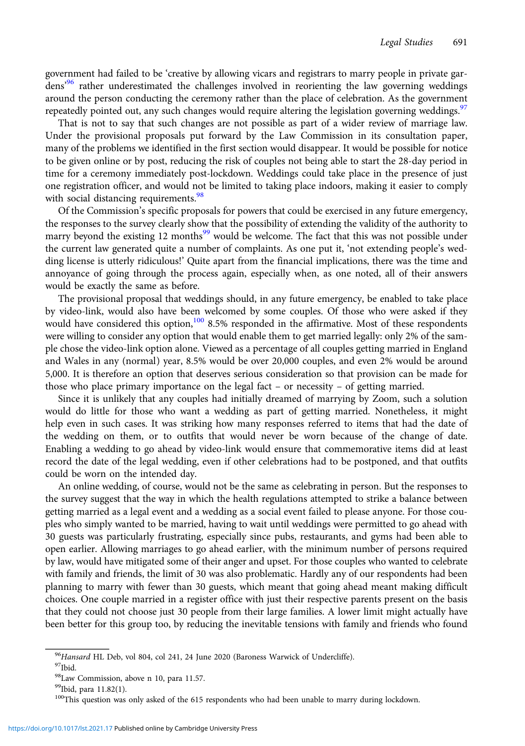government had failed to be 'creative by allowing vicars and registrars to marry people in private gardens'[96] rather underestimated the challenges involved in reorienting the law governing weddings around the person conducting the ceremony rather than the place of celebration. As the government repeatedly pointed out, any such changes would require altering the legislation governing weddings.[97]

That is not to say that such changes are not possible as part of a wider review of marriage law. Under the provisional proposals put forward by the Law Commission in its consultation paper, many of the problems we identified in the first section would disappear. It would be possible for notice to be given online or by post, reducing the risk of couples not being able to start the 28-day period in time for a ceremony immediately post-lockdown. Weddings could take place in the presence of just one registration officer, and would not be limited to taking place indoors, making it easier to comply with social distancing requirements.[98]

Of the Commission's specific proposals for powers that could be exercised in any future emergency, the responses to the survey clearly show that the possibility of extending the validity of the authority to marry beyond the existing 12 months[99] would be welcome. The fact that this was not possible under the current law generated quite a number of complaints. As one put it, 'not extending people's wedding license is utterly ridiculous!' Quite apart from the financial implications, there was the time and annoyance of going through the process again, especially when, as one noted, all of their answers would be exactly the same as before.

The provisional proposal that weddings should, in any future emergency, be enabled to take place by video-link, would also have been welcomed by some couples. Of those who were asked if they would have considered this option,[100] 8.5% responded in the affirmative. Most of these respondents were willing to consider any option that would enable them to get married legally: only 2% of the sample chose the video-link option alone. Viewed as a percentage of all couples getting married in England and Wales in any (normal) year, 8.5% would be over 20,000 couples, and even 2% would be around 5,000. It is therefore an option that deserves serious consideration so that provision can be made for those who place primary importance on the legal fact – or necessity – of getting married.

Since it is unlikely that any couples had initially dreamed of marrying by Zoom, such a solution would do little for those who want a wedding as part of getting married. Nonetheless, it might help even in such cases. It was striking how many responses referred to items that had the date of the wedding on them, or to outfits that would never be worn because of the change of date. Enabling a wedding to go ahead by video-link would ensure that commemorative items did at least record the date of the legal wedding, even if other celebrations had to be postponed, and that outfits could be worn on the intended day.

An online wedding, of course, would not be the same as celebrating in person. But the responses to the survey suggest that the way in which the health regulations attempted to strike a balance between getting married as a legal event and a wedding as a social event failed to please anyone. For those couples who simply wanted to be married, having to wait until weddings were permitted to go ahead with 30 guests was particularly frustrating, especially since pubs, restaurants, and gyms had been able to open earlier. Allowing marriages to go ahead earlier, with the minimum number of persons required by law, would have mitigated some of their anger and upset. For those couples who wanted to celebrate with family and friends, the limit of 30 was also problematic. Hardly any of our respondents had been planning to marry with fewer than 30 guests, which meant that going ahead meant making difficult choices. One couple married in a register office with just their respective parents present on the basis that they could not choose just 30 people from their large families. A lower limit might actually have been better for this group too, by reducing the inevitable tensions with family and friends who found

---

[96] *Hansard* HL Deb, vol 804, col 241, 24 June 2020 (Baroness Warwick of Undercliffe).

[97] Ibid.

[98] Law Commission, above n 10, para 11.57.

[99] Ibid, para 11.82(1).

[100] This question was only asked of the 615 respondents who had been unable to marry during lockdown.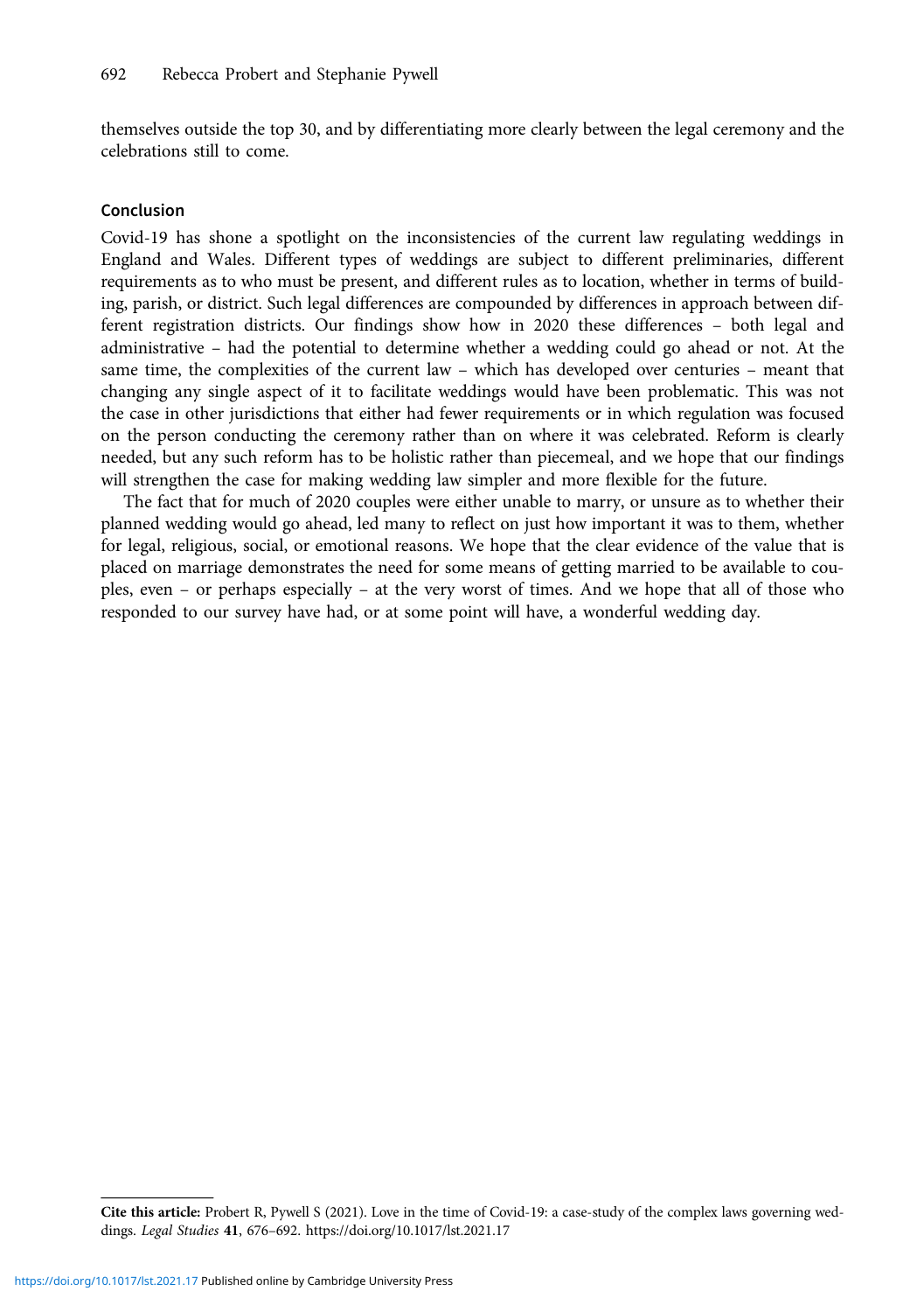themselves outside the top 30, and by differentiating more clearly between the legal ceremony and the celebrations still to come.

## Conclusion

Covid-19 has shone a spotlight on the inconsistencies of the current law regulating weddings in England and Wales. Different types of weddings are subject to different preliminaries, different requirements as to who must be present, and different rules as to location, whether in terms of building, parish, or district. Such legal differences are compounded by differences in approach between different registration districts. Our findings show how in 2020 these differences – both legal and administrative – had the potential to determine whether a wedding could go ahead or not. At the same time, the complexities of the current law – which has developed over centuries – meant that changing any single aspect of it to facilitate weddings would have been problematic. This was not the case in other jurisdictions that either had fewer requirements or in which regulation was focused on the person conducting the ceremony rather than on where it was celebrated. Reform is clearly needed, but any such reform has to be holistic rather than piecemeal, and we hope that our findings will strengthen the case for making wedding law simpler and more flexible for the future.

The fact that for much of 2020 couples were either unable to marry, or unsure as to whether their planned wedding would go ahead, led many to reflect on just how important it was to them, whether for legal, religious, social, or emotional reasons. We hope that the clear evidence of the value that is placed on marriage demonstrates the need for some means of getting married to be available to couples, even – or perhaps especially – at the very worst of times. And we hope that all of those who responded to our survey have had, or at some point will have, a wonderful wedding day.

---

**Cite this article:** Probert R, Pywell S (2021). Love in the time of Covid-19: a case-study of the complex laws governing weddings. *Legal Studies* **41**, 676–692. https://doi.org/10.1017/lst.2021.17